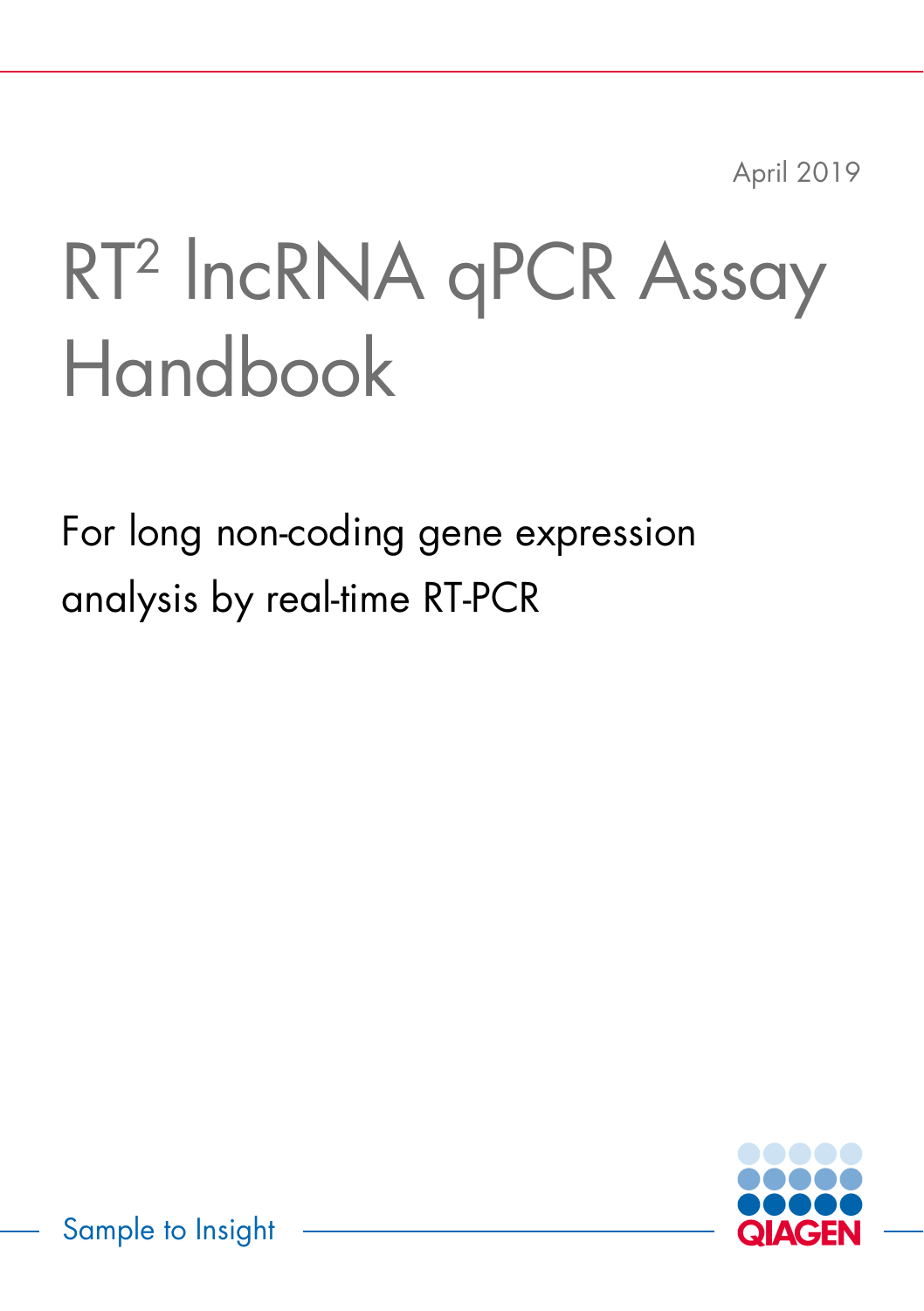April 2019

# RT$^2$ lncRNA qPCR Assay Handbook

For long non-coding gene expression analysis by real-time RT-PCR

Sample to Insight

QIAGEN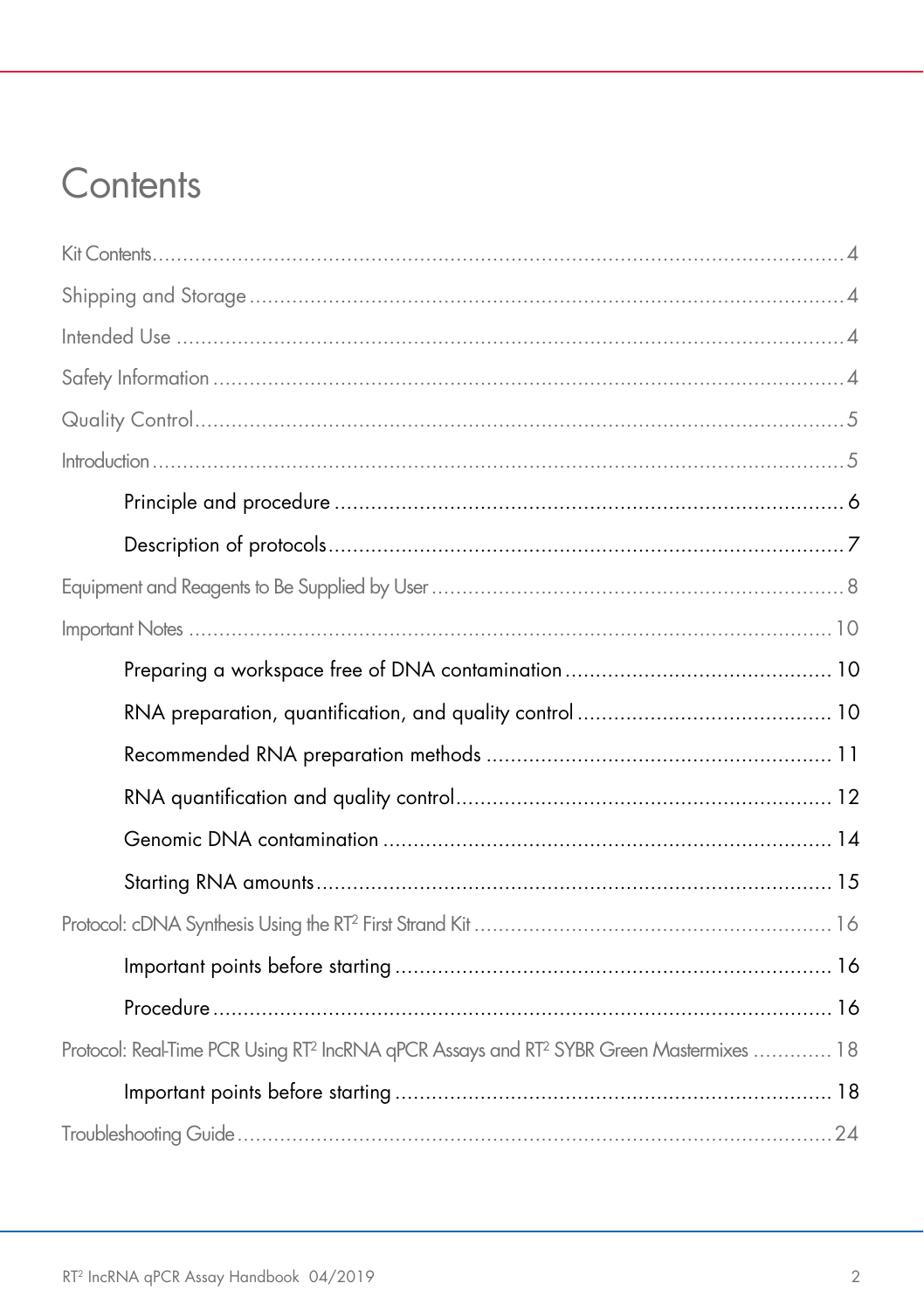# Contents

Kit Contents....................................................................................................................4

Shipping and Storage ...................................................................................................4

Intended Use ..............................................................................................................4

Safety Information ........................................................................................................4

Quality Control...........................................................................................................5

Introduction ...................................................................................................................5

- Principle and procedure ...................................................................................6
- Description of protocols....................................................................................7

Equipment and Reagents to Be Supplied by User ...........................................................8

Important Notes ..........................................................................................................10

- Preparing a workspace free of DNA contamination ...........................................10
- RNA preparation, quantification, and quality control .........................................10
- Recommended RNA preparation methods ........................................................11
- RNA quantification and quality control.............................................................12
- Genomic DNA contamination ..........................................................................14
- Starting RNA amounts.....................................................................................15

Protocol: cDNA Synthesis Using the RT² First Strand Kit ..................................................16

- Important points before starting .......................................................................16
- Procedure .......................................................................................................16

Protocol: Real-Time PCR Using RT² lncRNA qPCR Assays and RT² SYBR Green Mastermixes ............18

- Important points before starting .......................................................................18

Troubleshooting Guide..................................................................................................24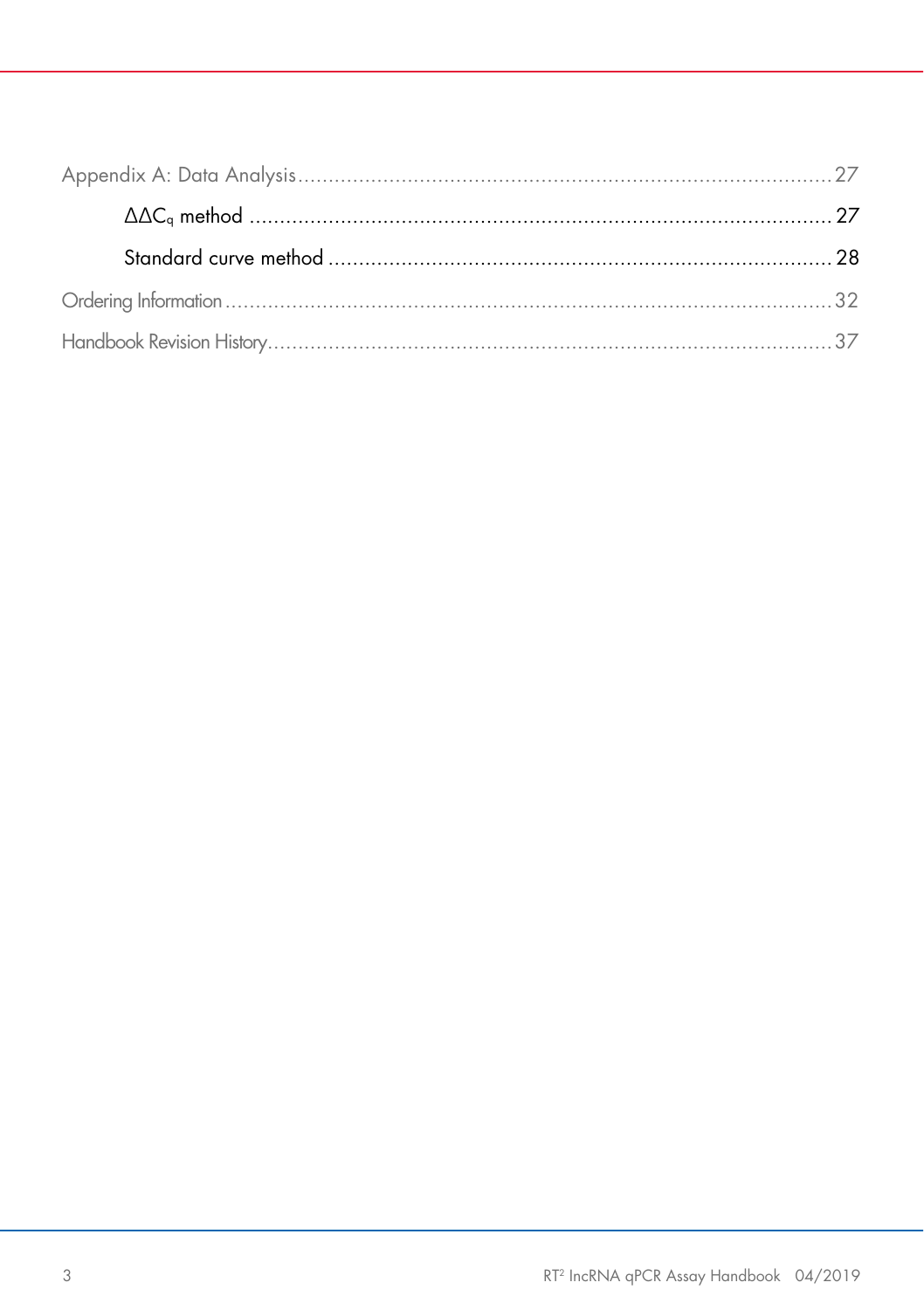Appendix A: Data Analysis ........................................................................................ 27

- $\Delta\Delta C_q$ method ........................................................................................ 27
- Standard curve method ........................................................................................ 28

Ordering Information ........................................................................................ 32

Handbook Revision History ........................................................................................ 37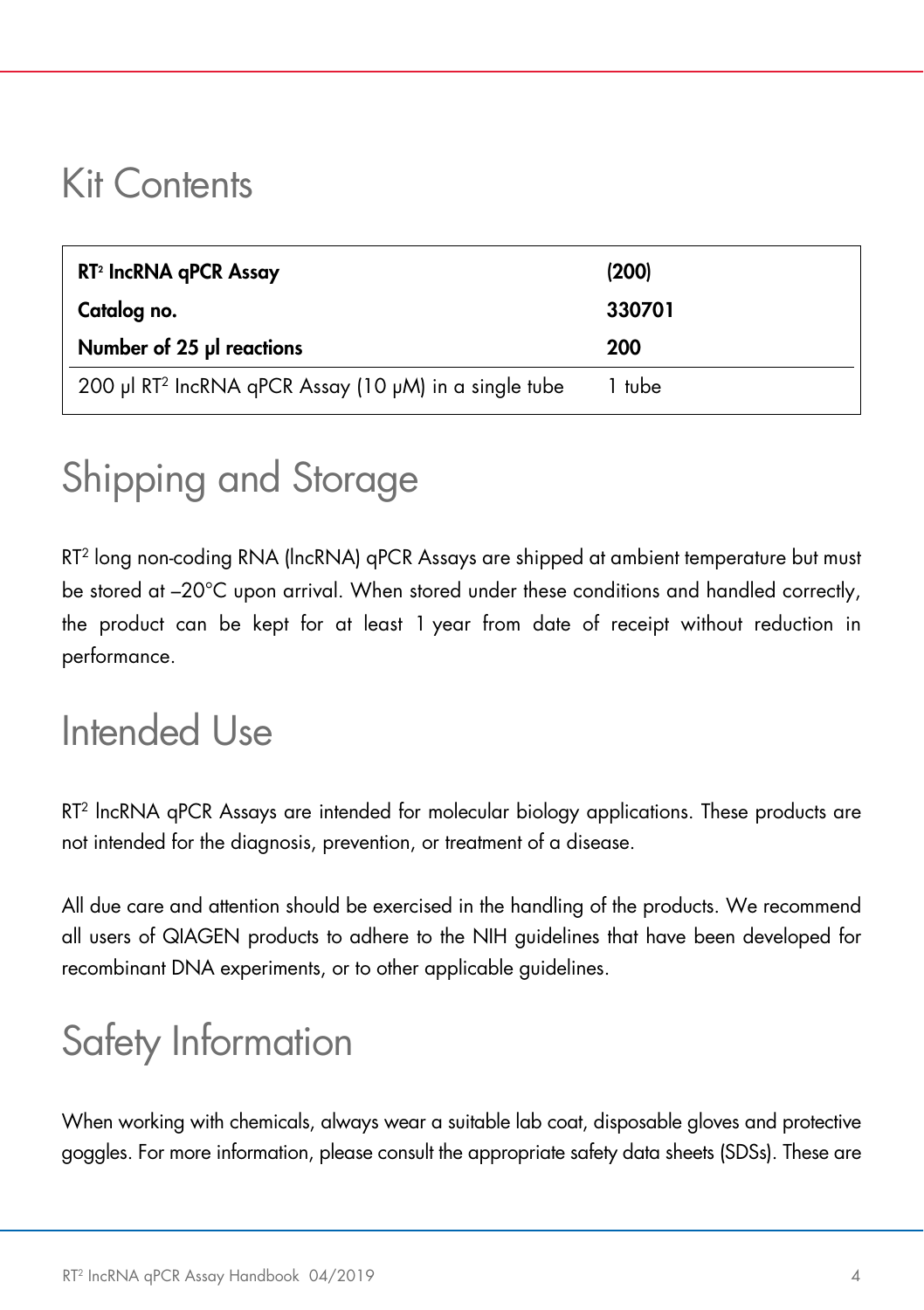# Kit Contents

| RT² lncRNA qPCR Assay | (200) |
|---|---|
| **Catalog no.** | **330701** |
| **Number of 25 µl reactions** | **200** |
| 200 µl RT² lncRNA qPCR Assay (10 µM) in a single tube | 1 tube |

# Shipping and Storage

RT² long non-coding RNA (lncRNA) qPCR Assays are shipped at ambient temperature but must be stored at –20°C upon arrival. When stored under these conditions and handled correctly, the product can be kept for at least 1 year from date of receipt without reduction in performance.

# Intended Use

RT² lncRNA qPCR Assays are intended for molecular biology applications. These products are not intended for the diagnosis, prevention, or treatment of a disease.

All due care and attention should be exercised in the handling of the products. We recommend all users of QIAGEN products to adhere to the NIH guidelines that have been developed for recombinant DNA experiments, or to other applicable guidelines.

# Safety Information

When working with chemicals, always wear a suitable lab coat, disposable gloves and protective goggles. For more information, please consult the appropriate safety data sheets (SDSs). These are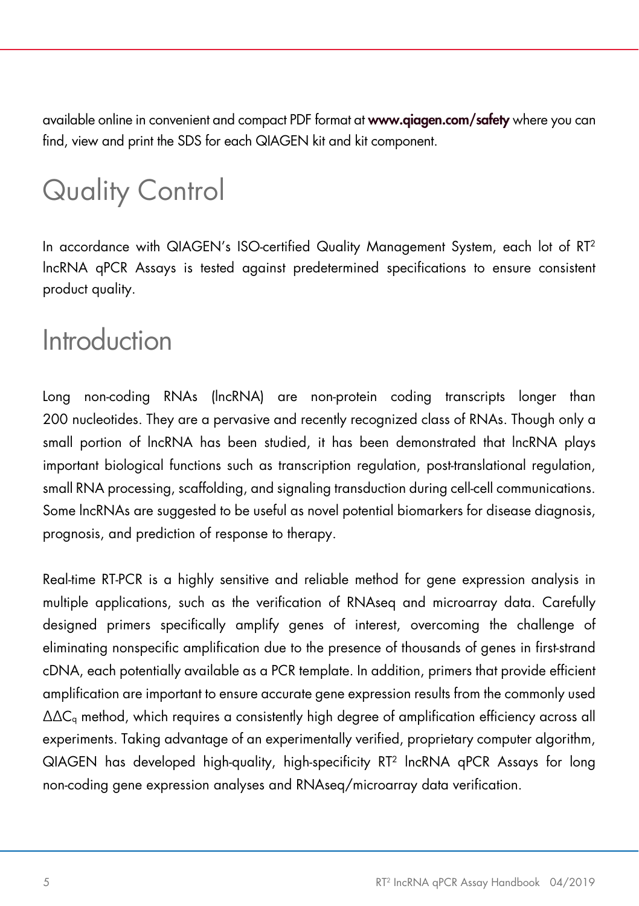available online in convenient and compact PDF format at **www.qiagen.com/safety** where you can find, view and print the SDS for each QIAGEN kit and kit component.

# Quality Control

In accordance with QIAGEN's ISO-certified Quality Management System, each lot of RT$^2$ lncRNA qPCR Assays is tested against predetermined specifications to ensure consistent product quality.

# Introduction

Long non-coding RNAs (lncRNA) are non-protein coding transcripts longer than 200 nucleotides. They are a pervasive and recently recognized class of RNAs. Though only a small portion of lncRNA has been studied, it has been demonstrated that lncRNA plays important biological functions such as transcription regulation, post-translational regulation, small RNA processing, scaffolding, and signaling transduction during cell-cell communications. Some lncRNAs are suggested to be useful as novel potential biomarkers for disease diagnosis, prognosis, and prediction of response to therapy.

Real-time RT-PCR is a highly sensitive and reliable method for gene expression analysis in multiple applications, such as the verification of RNAseq and microarray data. Carefully designed primers specifically amplify genes of interest, overcoming the challenge of eliminating nonspecific amplification due to the presence of thousands of genes in first-strand cDNA, each potentially available as a PCR template. In addition, primers that provide efficient amplification are important to ensure accurate gene expression results from the commonly used $\Delta\Delta C_q$ method, which requires a consistently high degree of amplification efficiency across all experiments. Taking advantage of an experimentally verified, proprietary computer algorithm, QIAGEN has developed high-quality, high-specificity RT$^2$ lncRNA qPCR Assays for long non-coding gene expression analyses and RNAseq/microarray data verification.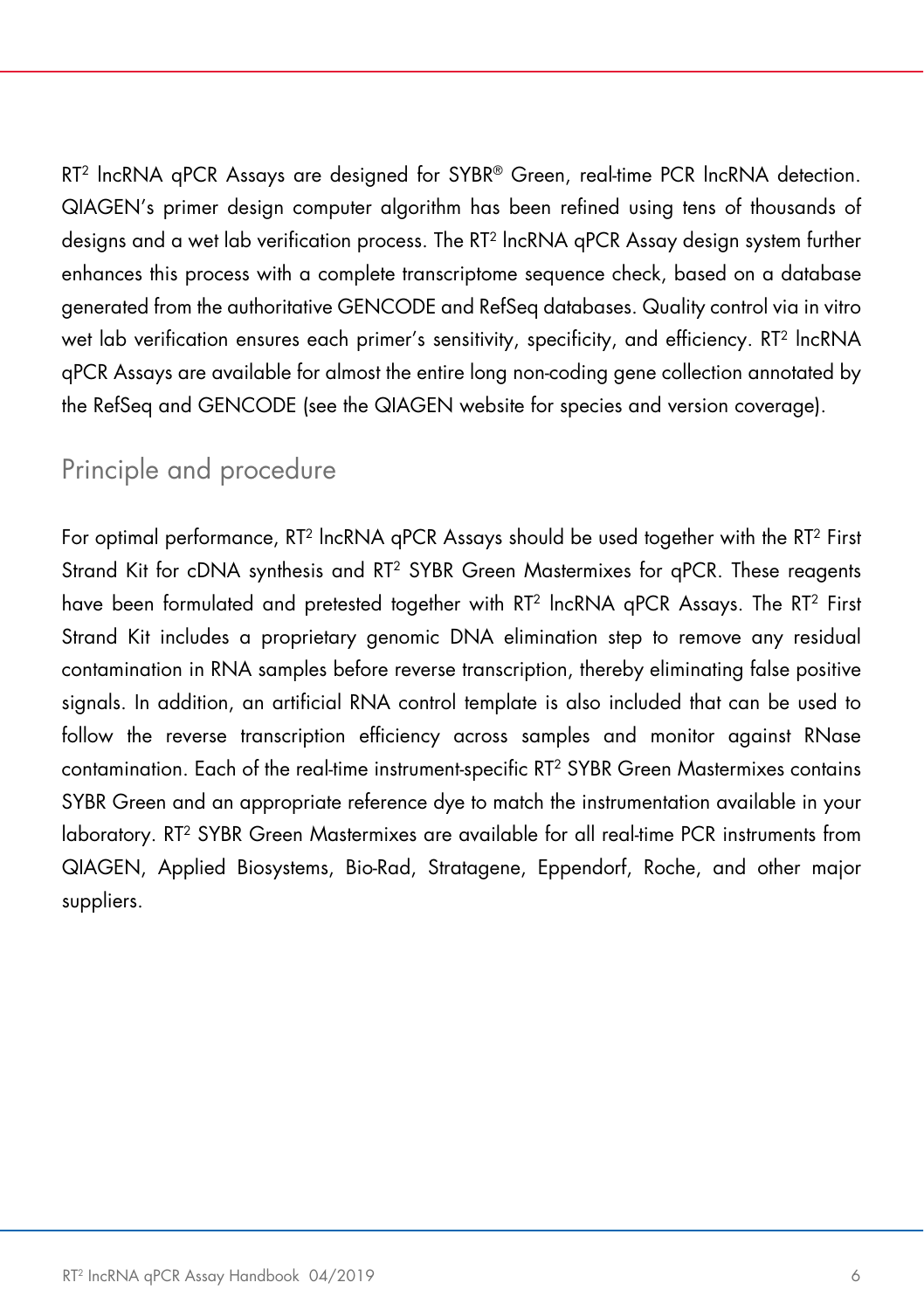RT² lncRNA qPCR Assays are designed for SYBR® Green, real-time PCR lncRNA detection. QIAGEN's primer design computer algorithm has been refined using tens of thousands of designs and a wet lab verification process. The RT² lncRNA qPCR Assay design system further enhances this process with a complete transcriptome sequence check, based on a database generated from the authoritative GENCODE and RefSeq databases. Quality control via in vitro wet lab verification ensures each primer's sensitivity, specificity, and efficiency. RT² lncRNA qPCR Assays are available for almost the entire long non-coding gene collection annotated by the RefSeq and GENCODE (see the QIAGEN website for species and version coverage).

## Principle and procedure

For optimal performance, RT² lncRNA qPCR Assays should be used together with the RT² First Strand Kit for cDNA synthesis and RT² SYBR Green Mastermixes for qPCR. These reagents have been formulated and pretested together with RT² lncRNA qPCR Assays. The RT² First Strand Kit includes a proprietary genomic DNA elimination step to remove any residual contamination in RNA samples before reverse transcription, thereby eliminating false positive signals. In addition, an artificial RNA control template is also included that can be used to follow the reverse transcription efficiency across samples and monitor against RNase contamination. Each of the real-time instrument-specific RT² SYBR Green Mastermixes contains SYBR Green and an appropriate reference dye to match the instrumentation available in your laboratory. RT² SYBR Green Mastermixes are available for all real-time PCR instruments from QIAGEN, Applied Biosystems, Bio-Rad, Stratagene, Eppendorf, Roche, and other major suppliers.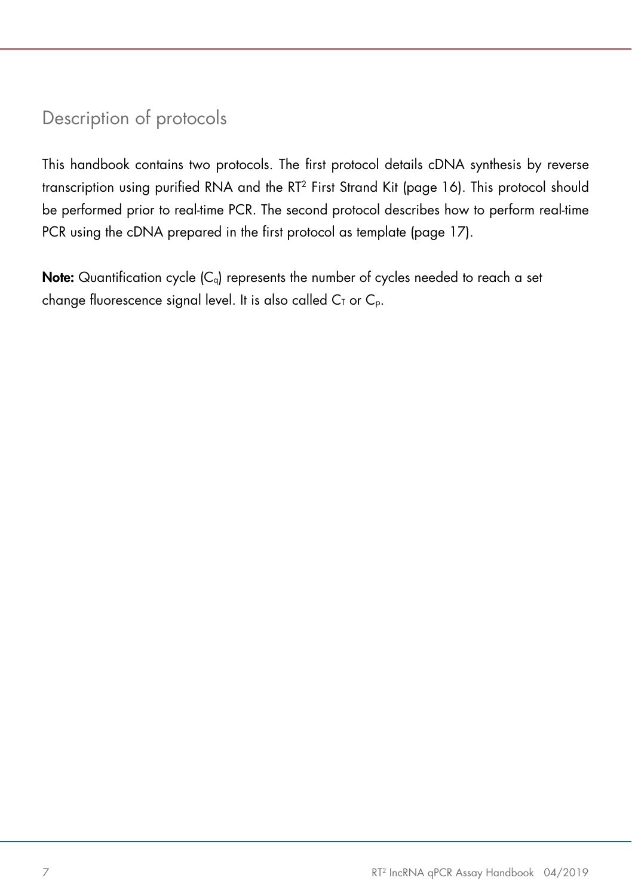## Description of protocols

This handbook contains two protocols. The first protocol details cDNA synthesis by reverse transcription using purified RNA and the $RT^2$ First Strand Kit (page 16). This protocol should be performed prior to real-time PCR. The second protocol describes how to perform real-time PCR using the cDNA prepared in the first protocol as template (page 17).

**Note:** Quantification cycle ($C_q$) represents the number of cycles needed to reach a set change fluorescence signal level. It is also called $C_T$ or $C_p$.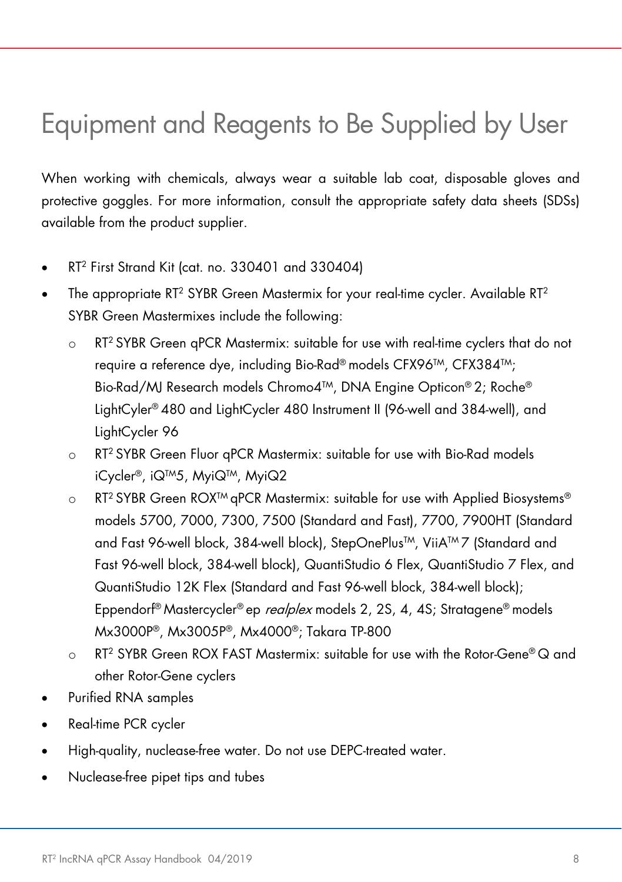# Equipment and Reagents to Be Supplied by User

When working with chemicals, always wear a suitable lab coat, disposable gloves and protective goggles. For more information, consult the appropriate safety data sheets (SDSs) available from the product supplier.

- RT² First Strand Kit (cat. no. 330401 and 330404)
- The appropriate RT² SYBR Green Mastermix for your real-time cycler. Available RT² SYBR Green Mastermixes include the following:
  - RT² SYBR Green qPCR Mastermix: suitable for use with real-time cyclers that do not require a reference dye, including Bio-Rad® models CFX96™, CFX384™; Bio-Rad/MJ Research models Chromo4™, DNA Engine Opticon® 2; Roche® LightCyler® 480 and LightCycler 480 Instrument II (96-well and 384-well), and LightCycler 96
  - RT² SYBR Green Fluor qPCR Mastermix: suitable for use with Bio-Rad models iCycler®, iQ™5, MyiQ™, MyiQ2
  - RT² SYBR Green ROX™ qPCR Mastermix: suitable for use with Applied Biosystems® models 5700, 7000, 7300, 7500 (Standard and Fast), 7700, 7900HT (Standard and Fast 96-well block, 384-well block), StepOnePlus™, ViiA™ 7 (Standard and Fast 96-well block, 384-well block), QuantiStudio 6 Flex, QuantiStudio 7 Flex, and QuantiStudio 12K Flex (Standard and Fast 96-well block, 384-well block); Eppendorf® Mastercycler® ep *realplex* models 2, 2S, 4, 4S; Stratagene® models Mx3000P®, Mx3005P®, Mx4000®; Takara TP-800
  - RT² SYBR Green ROX FAST Mastermix: suitable for use with the Rotor-Gene® Q and other Rotor-Gene cyclers
- Purified RNA samples
- Real-time PCR cycler
- High-quality, nuclease-free water. Do not use DEPC-treated water.
- Nuclease-free pipet tips and tubes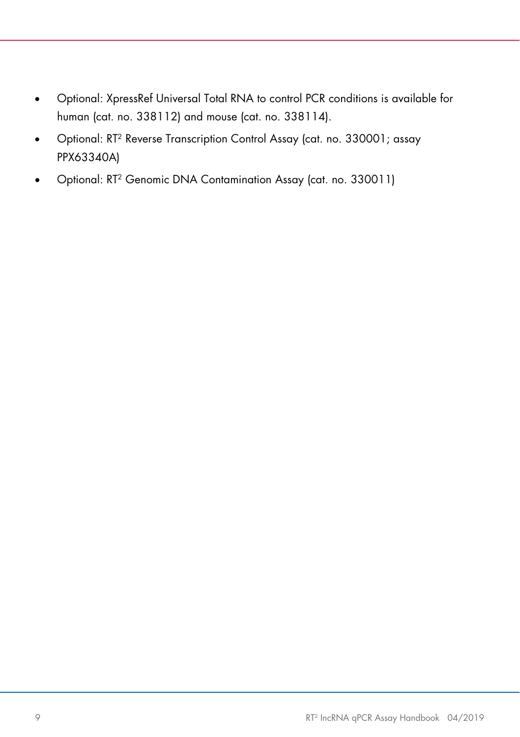- Optional: XpressRef Universal Total RNA to control PCR conditions is available for human (cat. no. 338112) and mouse (cat. no. 338114).
- Optional: $RT^2$ Reverse Transcription Control Assay (cat. no. 330001; assay PPX63340A)
- Optional: $RT^2$ Genomic DNA Contamination Assay (cat. no. 330011)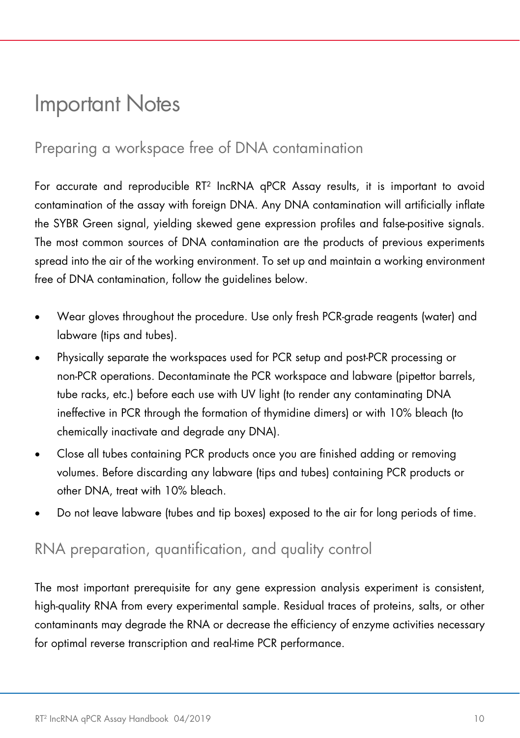# Important Notes

## Preparing a workspace free of DNA contamination

For accurate and reproducible RT² lncRNA qPCR Assay results, it is important to avoid contamination of the assay with foreign DNA. Any DNA contamination will artificially inflate the SYBR Green signal, yielding skewed gene expression profiles and false-positive signals. The most common sources of DNA contamination are the products of previous experiments spread into the air of the working environment. To set up and maintain a working environment free of DNA contamination, follow the guidelines below.

- Wear gloves throughout the procedure. Use only fresh PCR-grade reagents (water) and labware (tips and tubes).
- Physically separate the workspaces used for PCR setup and post-PCR processing or non-PCR operations. Decontaminate the PCR workspace and labware (pipettor barrels, tube racks, etc.) before each use with UV light (to render any contaminating DNA ineffective in PCR through the formation of thymidine dimers) or with 10% bleach (to chemically inactivate and degrade any DNA).
- Close all tubes containing PCR products once you are finished adding or removing volumes. Before discarding any labware (tips and tubes) containing PCR products or other DNA, treat with 10% bleach.
- Do not leave labware (tubes and tip boxes) exposed to the air for long periods of time.

## RNA preparation, quantification, and quality control

The most important prerequisite for any gene expression analysis experiment is consistent, high-quality RNA from every experimental sample. Residual traces of proteins, salts, or other contaminants may degrade the RNA or decrease the efficiency of enzyme activities necessary for optimal reverse transcription and real-time PCR performance.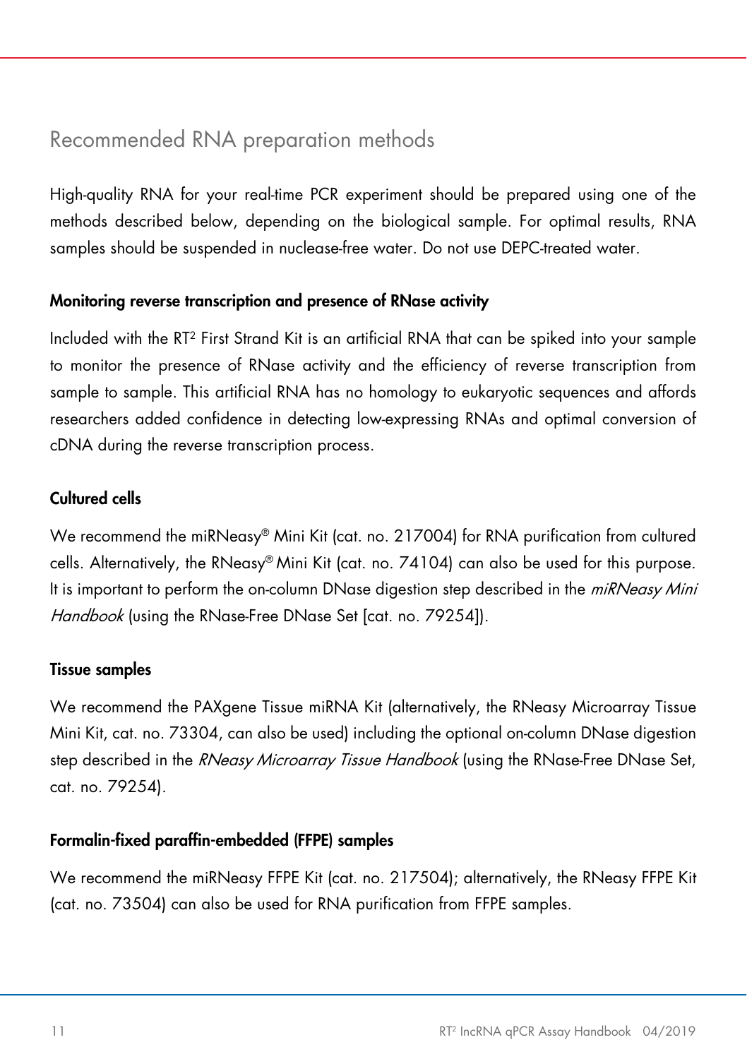## Recommended RNA preparation methods

High-quality RNA for your real-time PCR experiment should be prepared using one of the methods described below, depending on the biological sample. For optimal results, RNA samples should be suspended in nuclease-free water. Do not use DEPC-treated water.

### Monitoring reverse transcription and presence of RNase activity

Included with the RT$^2$ First Strand Kit is an artificial RNA that can be spiked into your sample to monitor the presence of RNase activity and the efficiency of reverse transcription from sample to sample. This artificial RNA has no homology to eukaryotic sequences and affords researchers added confidence in detecting low-expressing RNAs and optimal conversion of cDNA during the reverse transcription process.

### Cultured cells

We recommend the miRNeasy® Mini Kit (cat. no. 217004) for RNA purification from cultured cells. Alternatively, the RNeasy® Mini Kit (cat. no. 74104) can also be used for this purpose. It is important to perform the on-column DNase digestion step described in the *miRNeasy Mini Handbook* (using the RNase-Free DNase Set [cat. no. 79254]).

### Tissue samples

We recommend the PAXgene Tissue miRNA Kit (alternatively, the RNeasy Microarray Tissue Mini Kit, cat. no. 73304, can also be used) including the optional on-column DNase digestion step described in the *RNeasy Microarray Tissue Handbook* (using the RNase-Free DNase Set, cat. no. 79254).

### Formalin-fixed paraffin-embedded (FFPE) samples

We recommend the miRNeasy FFPE Kit (cat. no. 217504); alternatively, the RNeasy FFPE Kit (cat. no. 73504) can also be used for RNA purification from FFPE samples.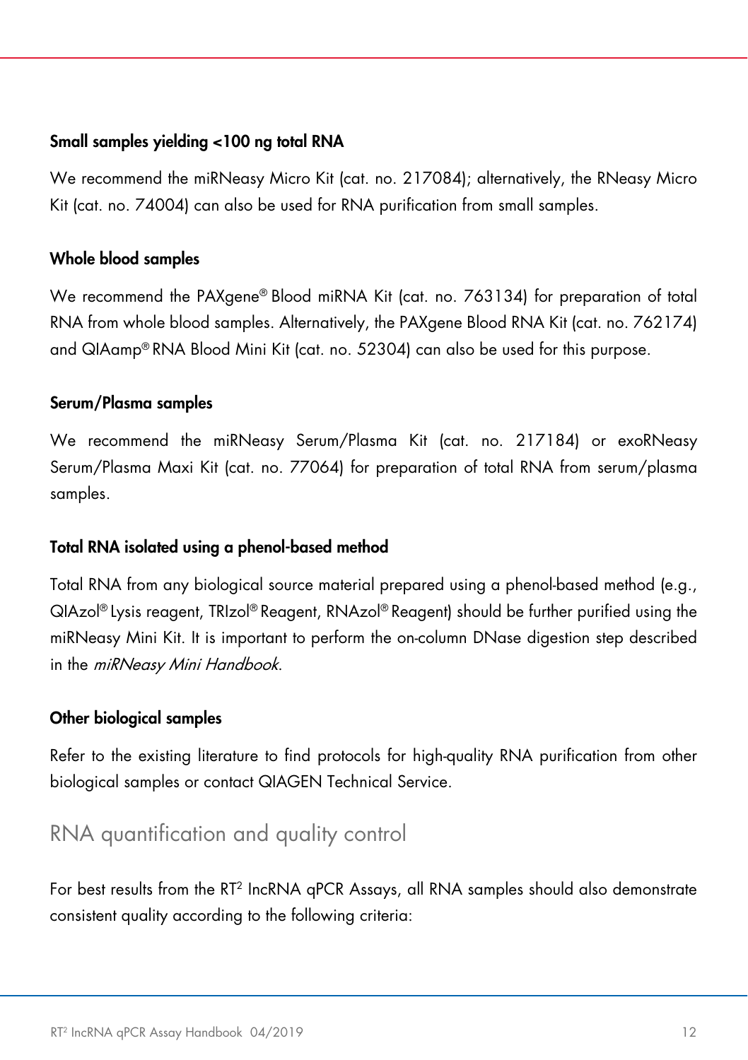### Small samples yielding <100 ng total RNA

We recommend the miRNeasy Micro Kit (cat. no. 217084); alternatively, the RNeasy Micro Kit (cat. no. 74004) can also be used for RNA purification from small samples.

### Whole blood samples

We recommend the PAXgene® Blood miRNA Kit (cat. no. 763134) for preparation of total RNA from whole blood samples. Alternatively, the PAXgene Blood RNA Kit (cat. no. 762174) and QIAamp® RNA Blood Mini Kit (cat. no. 52304) can also be used for this purpose.

### Serum/Plasma samples

We recommend the miRNeasy Serum/Plasma Kit (cat. no. 217184) or exoRNeasy Serum/Plasma Maxi Kit (cat. no. 77064) for preparation of total RNA from serum/plasma samples.

### Total RNA isolated using a phenol-based method

Total RNA from any biological source material prepared using a phenol-based method (e.g., QIAzol® Lysis reagent, TRIzol® Reagent, RNAzol® Reagent) should be further purified using the miRNeasy Mini Kit. It is important to perform the on-column DNase digestion step described in the *miRNeasy Mini Handbook*.

### Other biological samples

Refer to the existing literature to find protocols for high-quality RNA purification from other biological samples or contact QIAGEN Technical Service.

## RNA quantification and quality control

For best results from the RT² lncRNA qPCR Assays, all RNA samples should also demonstrate consistent quality according to the following criteria: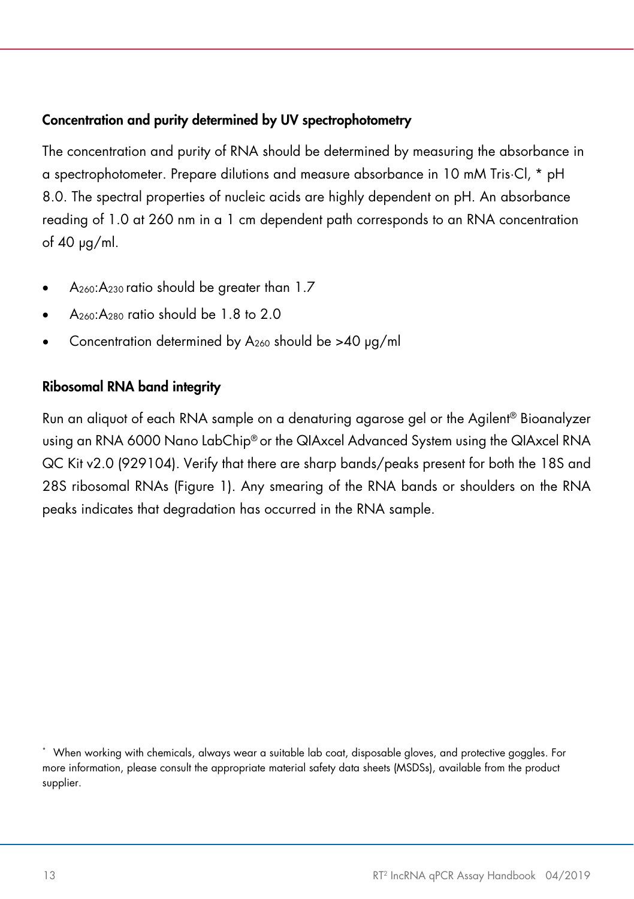### Concentration and purity determined by UV spectrophotometry

The concentration and purity of RNA should be determined by measuring the absorbance in a spectrophotometer. Prepare dilutions and measure absorbance in 10 mM Tris·Cl, * pH 8.0. The spectral properties of nucleic acids are highly dependent on pH. An absorbance reading of 1.0 at 260 nm in a 1 cm dependent path corresponds to an RNA concentration of 40 µg/ml.

- $A_{260}:A_{230}$ ratio should be greater than 1.7
- $A_{260}:A_{280}$ ratio should be 1.8 to 2.0
- Concentration determined by $A_{260}$ should be >40 µg/ml

### Ribosomal RNA band integrity

Run an aliquot of each RNA sample on a denaturing agarose gel or the Agilent® Bioanalyzer using an RNA 6000 Nano LabChip® or the QIAxcel Advanced System using the QIAxcel RNA QC Kit v2.0 (929104). Verify that there are sharp bands/peaks present for both the 18S and 28S ribosomal RNAs (Figure 1). Any smearing of the RNA bands or shoulders on the RNA peaks indicates that degradation has occurred in the RNA sample.

* When working with chemicals, always wear a suitable lab coat, disposable gloves, and protective goggles. For more information, please consult the appropriate material safety data sheets (MSDSs), available from the product supplier.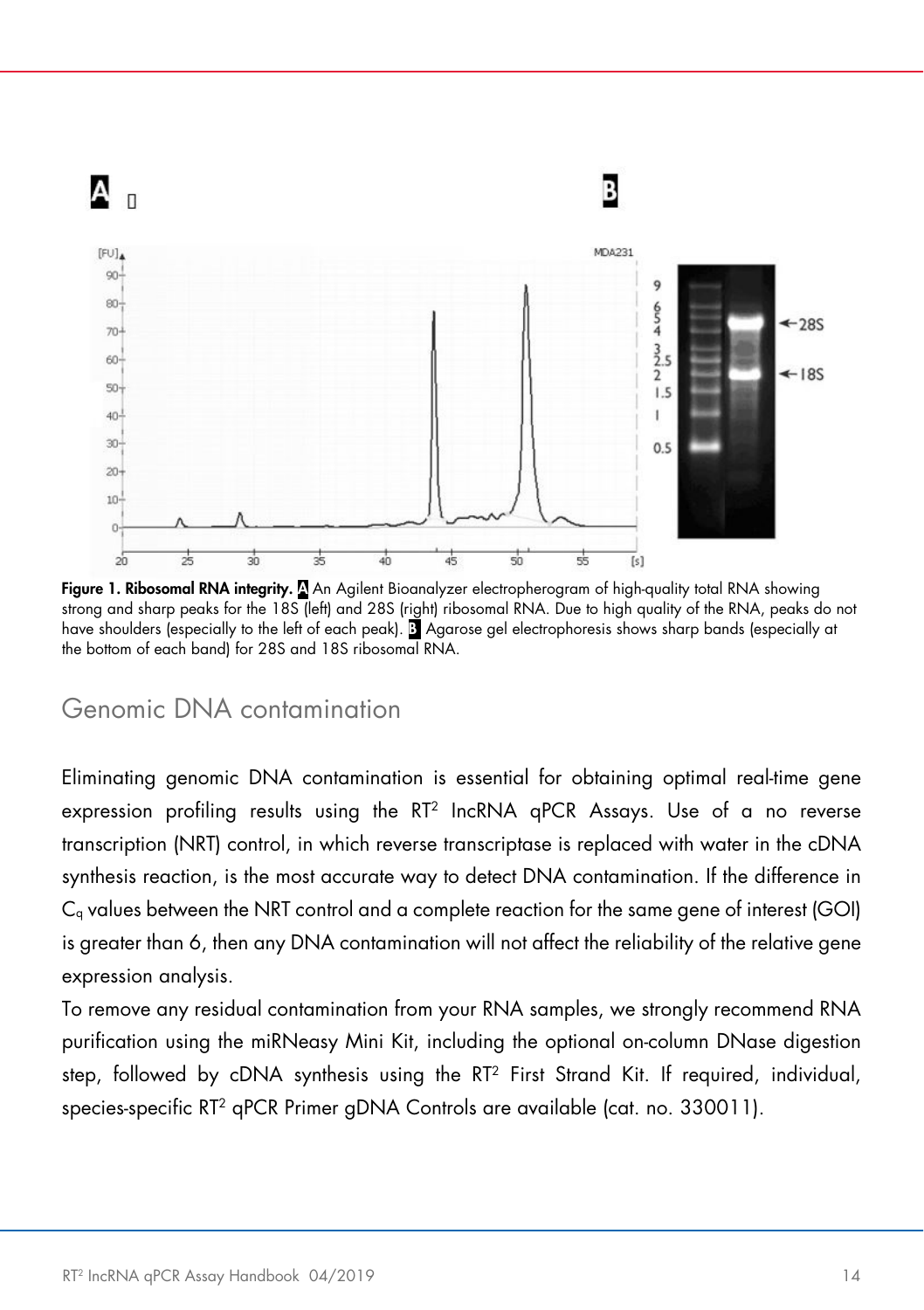**Figure 1. Ribosomal RNA integrity.** **A** An Agilent Bioanalyzer electropherogram of high-quality total RNA showing strong and sharp peaks for the 18S (left) and 28S (right) ribosomal RNA. Due to high quality of the RNA, peaks do not have shoulders (especially to the left of each peak). **B** Agarose gel electrophoresis shows sharp bands (especially at the bottom of each band) for 28S and 18S ribosomal RNA.

## Genomic DNA contamination

Eliminating genomic DNA contamination is essential for obtaining optimal real-time gene expression profiling results using the RT² lncRNA qPCR Assays. Use of a no reverse transcription (NRT) control, in which reverse transcriptase is replaced with water in the cDNA synthesis reaction, is the most accurate way to detect DNA contamination. If the difference in $C_q$ values between the NRT control and a complete reaction for the same gene of interest (GOI) is greater than 6, then any DNA contamination will not affect the reliability of the relative gene expression analysis.

To remove any residual contamination from your RNA samples, we strongly recommend RNA purification using the miRNeasy Mini Kit, including the optional on-column DNase digestion step, followed by cDNA synthesis using the RT² First Strand Kit. If required, individual, species-specific RT² qPCR Primer gDNA Controls are available (cat. no. 330011).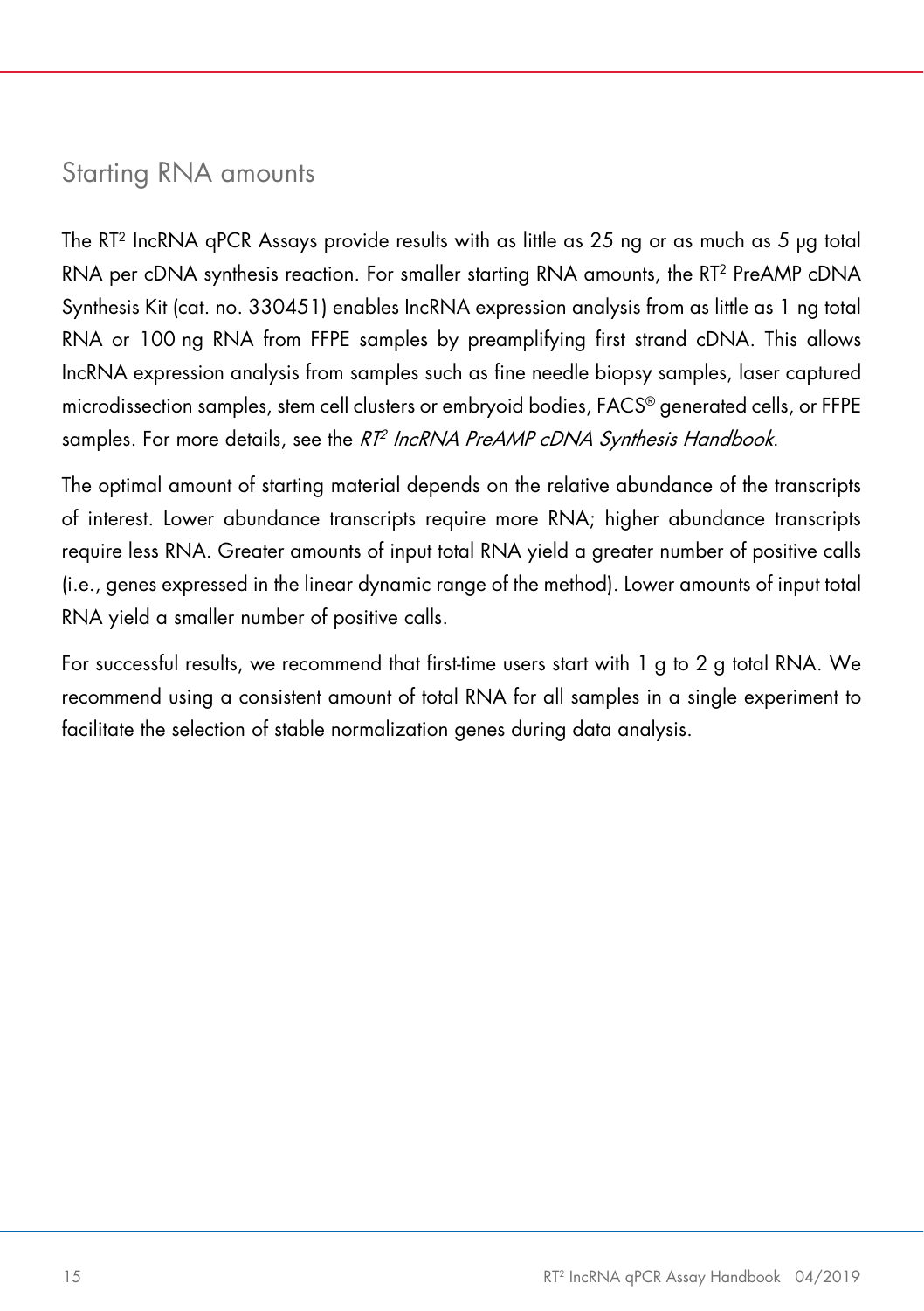## Starting RNA amounts

The RT² lncRNA qPCR Assays provide results with as little as 25 ng or as much as 5 µg total RNA per cDNA synthesis reaction. For smaller starting RNA amounts, the RT² PreAMP cDNA Synthesis Kit (cat. no. 330451) enables lncRNA expression analysis from as little as 1 ng total RNA or 100 ng RNA from FFPE samples by preamplifying first strand cDNA. This allows lncRNA expression analysis from samples such as fine needle biopsy samples, laser captured microdissection samples, stem cell clusters or embryoid bodies, FACS® generated cells, or FFPE samples. For more details, see the *RT² lncRNA PreAMP cDNA Synthesis Handbook*.

The optimal amount of starting material depends on the relative abundance of the transcripts of interest. Lower abundance transcripts require more RNA; higher abundance transcripts require less RNA. Greater amounts of input total RNA yield a greater number of positive calls (i.e., genes expressed in the linear dynamic range of the method). Lower amounts of input total RNA yield a smaller number of positive calls.

For successful results, we recommend that first-time users start with 1 g to 2 g total RNA. We recommend using a consistent amount of total RNA for all samples in a single experiment to facilitate the selection of stable normalization genes during data analysis.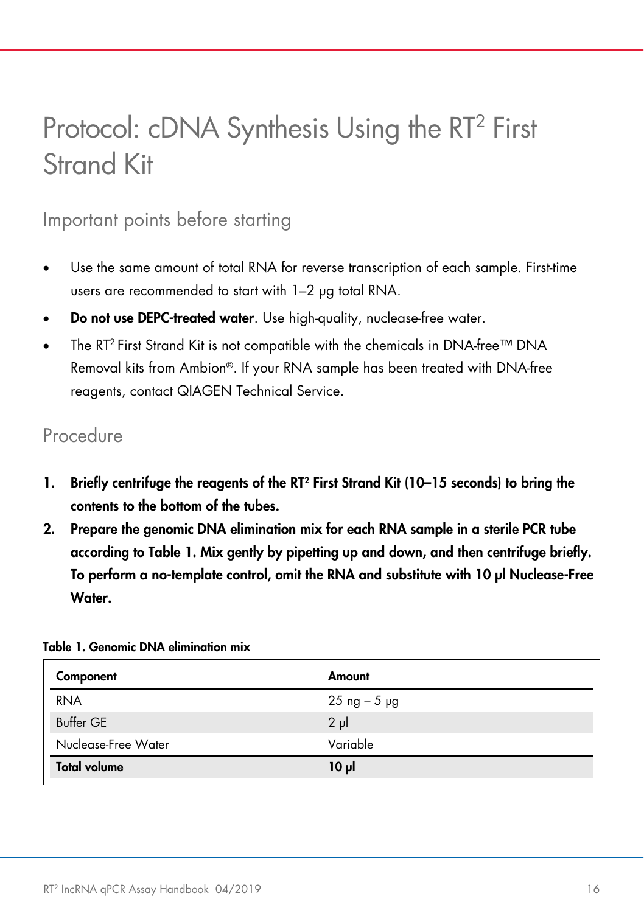# Protocol: cDNA Synthesis Using the RT$^2$ First Strand Kit

## Important points before starting

- Use the same amount of total RNA for reverse transcription of each sample. First-time users are recommended to start with 1–2 µg total RNA.
- **Do not use DEPC-treated water**. Use high-quality, nuclease-free water.
- The RT$^2$ First Strand Kit is not compatible with the chemicals in DNA-free™ DNA Removal kits from Ambion®. If your RNA sample has been treated with DNA-free reagents, contact QIAGEN Technical Service.

## Procedure

1. **Briefly centrifuge the reagents of the RT$^2$ First Strand Kit (10–15 seconds) to bring the contents to the bottom of the tubes.**
2. **Prepare the genomic DNA elimination mix for each RNA sample in a sterile PCR tube according to Table 1. Mix gently by pipetting up and down, and then centrifuge briefly. To perform a no-template control, omit the RNA and substitute with 10 µl Nuclease-Free Water.**

**Table 1. Genomic DNA elimination mix**

| Component | Amount |
|---|---|
| RNA | 25 ng – 5 µg |
| Buffer GE | 2 µl |
| Nuclease-Free Water | Variable |
| **Total volume** | **10 µl** |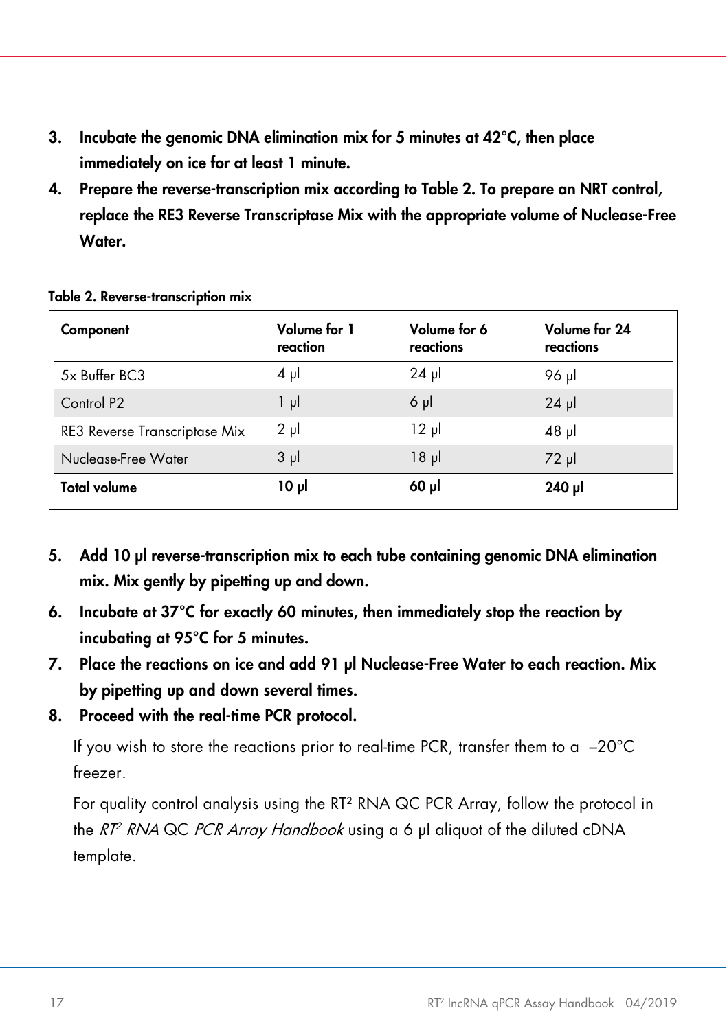3. **Incubate the genomic DNA elimination mix for 5 minutes at 42°C, then place immediately on ice for at least 1 minute.**
4. **Prepare the reverse-transcription mix according to Table 2. To prepare an NRT control, replace the RE3 Reverse Transcriptase Mix with the appropriate volume of Nuclease-Free Water.**

**Table 2. Reverse-transcription mix**

| Component | Volume for 1 reaction | Volume for 6 reactions | Volume for 24 reactions |
|---|---|---|---|
| 5x Buffer BC3 | 4 µl | 24 µl | 96 µl |
| Control P2 | 1 µl | 6 µl | 24 µl |
| RE3 Reverse Transcriptase Mix | 2 µl | 12 µl | 48 µl |
| Nuclease-Free Water | 3 µl | 18 µl | 72 µl |
| **Total volume** | **10 µl** | **60 µl** | **240 µl** |

5. **Add 10 µl reverse-transcription mix to each tube containing genomic DNA elimination mix. Mix gently by pipetting up and down.**
6. **Incubate at 37°C for exactly 60 minutes, then immediately stop the reaction by incubating at 95°C for 5 minutes.**
7. **Place the reactions on ice and add 91 µl Nuclease-Free Water to each reaction. Mix by pipetting up and down several times.**
8. **Proceed with the real-time PCR protocol.**

   If you wish to store the reactions prior to real-time PCR, transfer them to a –20°C freezer.

   For quality control analysis using the RT[2] RNA QC PCR Array, follow the protocol in the *RT[2] RNA* QC *PCR Array Handbook* using a 6 µl aliquot of the diluted cDNA template.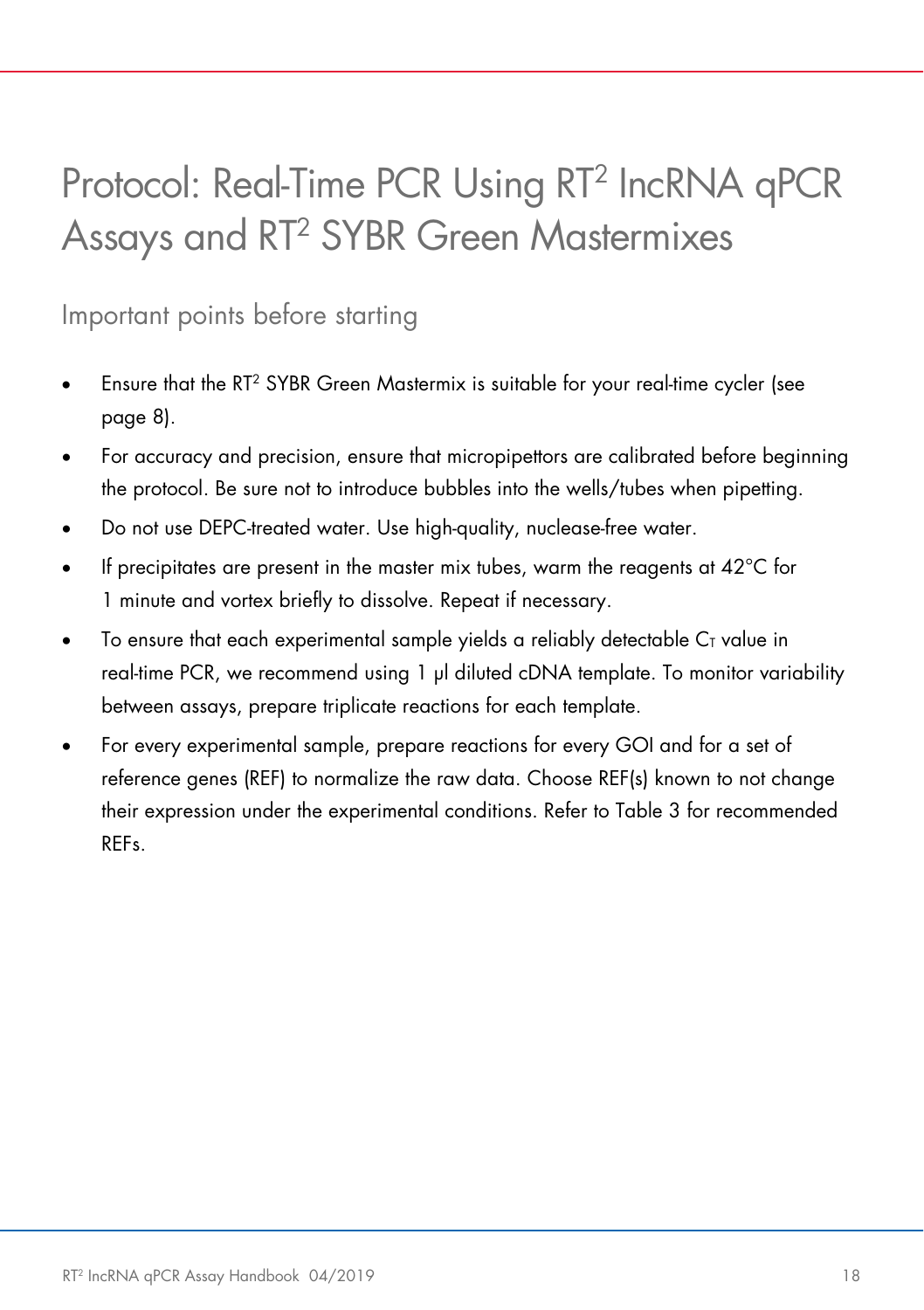# Protocol: Real-Time PCR Using RT$^2$ lncRNA qPCR Assays and RT$^2$ SYBR Green Mastermixes

## Important points before starting

- Ensure that the RT$^2$ SYBR Green Mastermix is suitable for your real-time cycler (see page 8).
- For accuracy and precision, ensure that micropipettors are calibrated before beginning the protocol. Be sure not to introduce bubbles into the wells/tubes when pipetting.
- Do not use DEPC-treated water. Use high-quality, nuclease-free water.
- If precipitates are present in the master mix tubes, warm the reagents at 42°C for 1 minute and vortex briefly to dissolve. Repeat if necessary.
- To ensure that each experimental sample yields a reliably detectable $C_T$ value in real-time PCR, we recommend using 1 µl diluted cDNA template. To monitor variability between assays, prepare triplicate reactions for each template.
- For every experimental sample, prepare reactions for every GOI and for a set of reference genes (REF) to normalize the raw data. Choose REF(s) known to not change their expression under the experimental conditions. Refer to Table 3 for recommended REFs.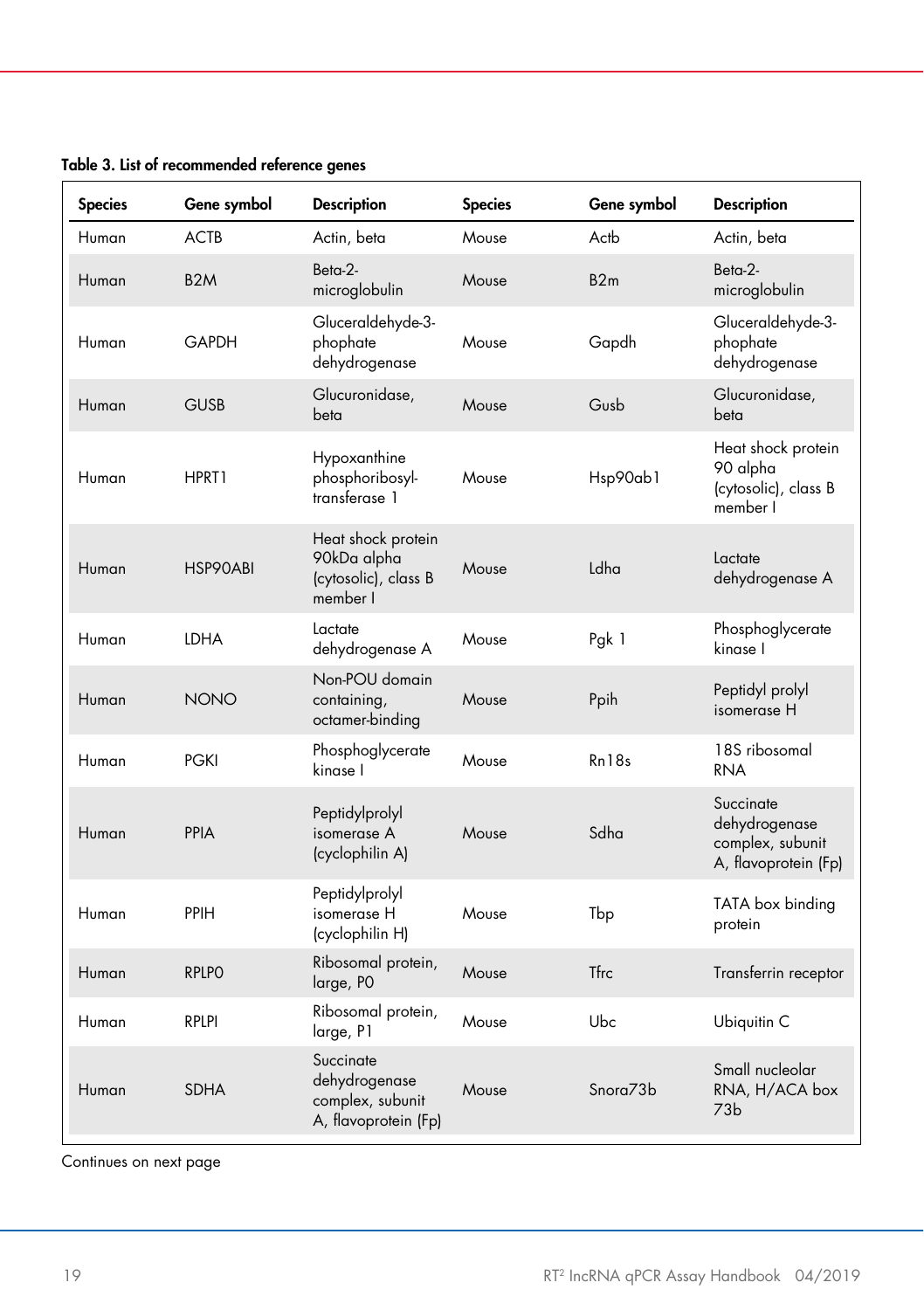**Table 3. List of recommended reference genes**

| Species | Gene symbol | Description | Species | Gene symbol | Description |
|---|---|---|---|---|---|
| Human | ACTB | Actin, beta | Mouse | Actb | Actin, beta |
| Human | B2M | Beta-2-microglobulin | Mouse | B2m | Beta-2-microglobulin |
| Human | GAPDH | Gluceraldehyde-3-phophate dehydrogenase | Mouse | Gapdh | Gluceraldehyde-3-phophate dehydrogenase |
| Human | GUSB | Glucuronidase, beta | Mouse | Gusb | Glucuronidase, beta |
| Human | HPRT1 | Hypoxanthine phosphoribosyl-transferase 1 | Mouse | Hsp90ab1 | Heat shock protein 90 alpha (cytosolic), class B member I |
| Human | HSP90ABI | Heat shock protein 90kDa alpha (cytosolic), class B member I | Mouse | Ldha | Lactate dehydrogenase A |
| Human | LDHA | Lactate dehydrogenase A | Mouse | Pgk 1 | Phosphoglycerate kinase I |
| Human | NONO | Non-POU domain containing, octamer-binding | Mouse | Ppih | Peptidyl prolyl isomerase H |
| Human | PGKI | Phosphoglycerate kinase I | Mouse | Rn18s | 18S ribosomal RNA |
| Human | PPIA | Peptidylprolyl isomerase A (cyclophilin A) | Mouse | Sdha | Succinate dehydrogenase complex, subunit A, flavoprotein (Fp) |
| Human | PPIH | Peptidylprolyl isomerase H (cyclophilin H) | Mouse | Tbp | TATA box binding protein |
| Human | RPLPO | Ribosomal protein, large, P0 | Mouse | Tfrc | Transferrin receptor |
| Human | RPLPI | Ribosomal protein, large, P1 | Mouse | Ubc | Ubiquitin C |
| Human | SDHA | Succinate dehydrogenase complex, subunit A, flavoprotein (Fp) | Mouse | Snora73b | Small nucleolar RNA, H/ACA box 73b |

Continues on next page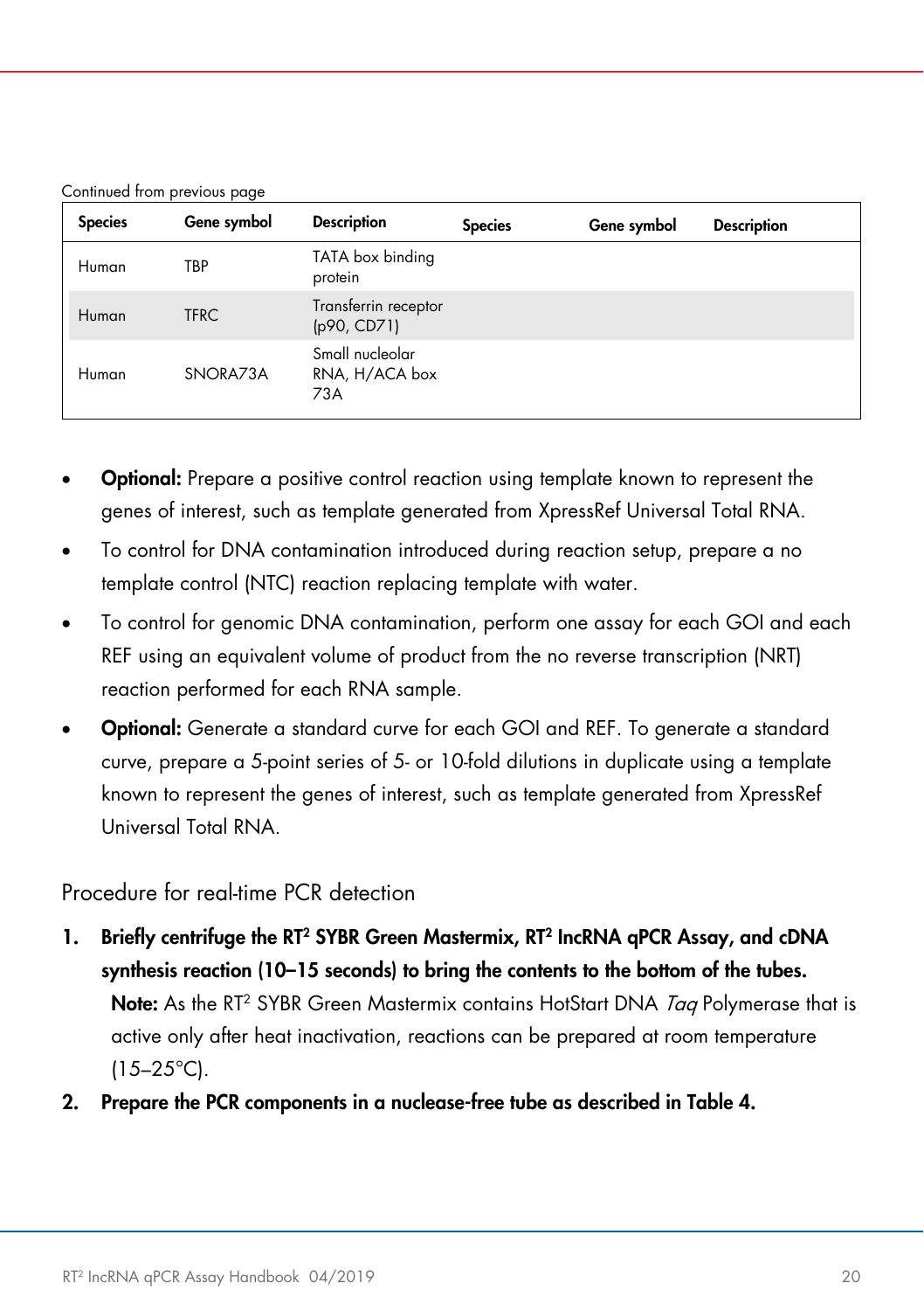Continued from previous page

| Species | Gene symbol | Description | Species | Gene symbol | Description |
|---|---|---|---|---|---|
| Human | TBP | TATA box binding protein | | | |
| Human | TFRC | Transferrin receptor (p90, CD71) | | | |
| Human | SNORA73A | Small nucleolar RNA, H/ACA box 73A | | | |

- **Optional:** Prepare a positive control reaction using template known to represent the genes of interest, such as template generated from XpressRef Universal Total RNA.
- To control for DNA contamination introduced during reaction setup, prepare a no template control (NTC) reaction replacing template with water.
- To control for genomic DNA contamination, perform one assay for each GOI and each REF using an equivalent volume of product from the no reverse transcription (NRT) reaction performed for each RNA sample.
- **Optional:** Generate a standard curve for each GOI and REF. To generate a standard curve, prepare a 5-point series of 5- or 10-fold dilutions in duplicate using a template known to represent the genes of interest, such as template generated from XpressRef Universal Total RNA.

## Procedure for real-time PCR detection

1. **Briefly centrifuge the RT² SYBR Green Mastermix, RT² lncRNA qPCR Assay, and cDNA synthesis reaction (10–15 seconds) to bring the contents to the bottom of the tubes.**
   **Note:** As the RT² SYBR Green Mastermix contains HotStart DNA *Taq* Polymerase that is active only after heat inactivation, reactions can be prepared at room temperature (15–25°C).
2. **Prepare the PCR components in a nuclease-free tube as described in Table 4.**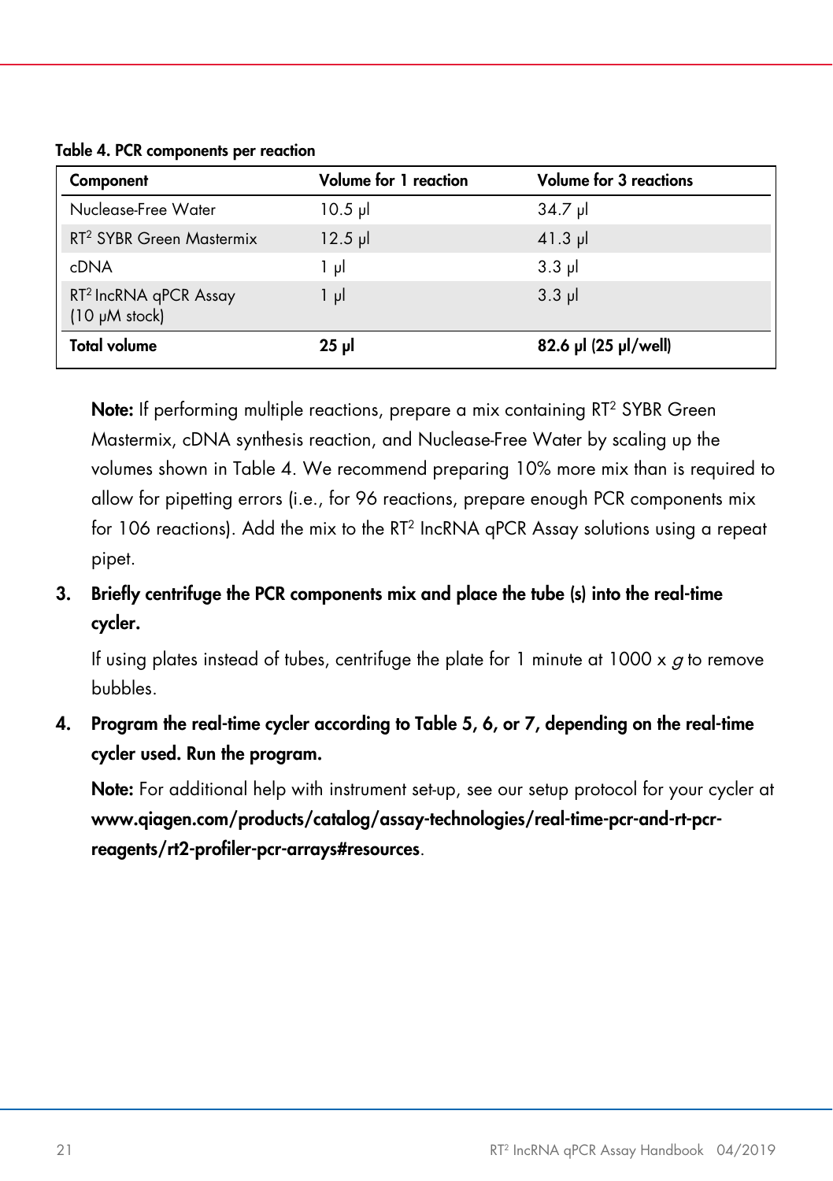**Table 4. PCR components per reaction**

| Component | Volume for 1 reaction | Volume for 3 reactions |
| --- | --- | --- |
| Nuclease-Free Water | 10.5 µl | 34.7 µl |
| RT$^2$ SYBR Green Mastermix | 12.5 µl | 41.3 µl |
| cDNA | 1 µl | 3.3 µl |
| RT$^2$ lncRNA qPCR Assay (10 µM stock) | 1 µl | 3.3 µl |
| **Total volume** | **25 µl** | **82.6 µl (25 µl/well)** |

**Note:** If performing multiple reactions, prepare a mix containing RT$^2$ SYBR Green Mastermix, cDNA synthesis reaction, and Nuclease-Free Water by scaling up the volumes shown in Table 4. We recommend preparing 10% more mix than is required to allow for pipetting errors (i.e., for 96 reactions, prepare enough PCR components mix for 106 reactions). Add the mix to the RT$^2$ lncRNA qPCR Assay solutions using a repeat pipet.

3. **Briefly centrifuge the PCR components mix and place the tube (s) into the real-time cycler.**

   If using plates instead of tubes, centrifuge the plate for 1 minute at 1000 x *g* to remove bubbles.

4. **Program the real-time cycler according to Table 5, 6, or 7, depending on the real-time cycler used. Run the program.**

   **Note:** For additional help with instrument set-up, see our setup protocol for your cycler at **www.qiagen.com/products/catalog/assay-technologies/real-time-pcr-and-rt-pcr-reagents/rt2-profiler-pcr-arrays#resources**.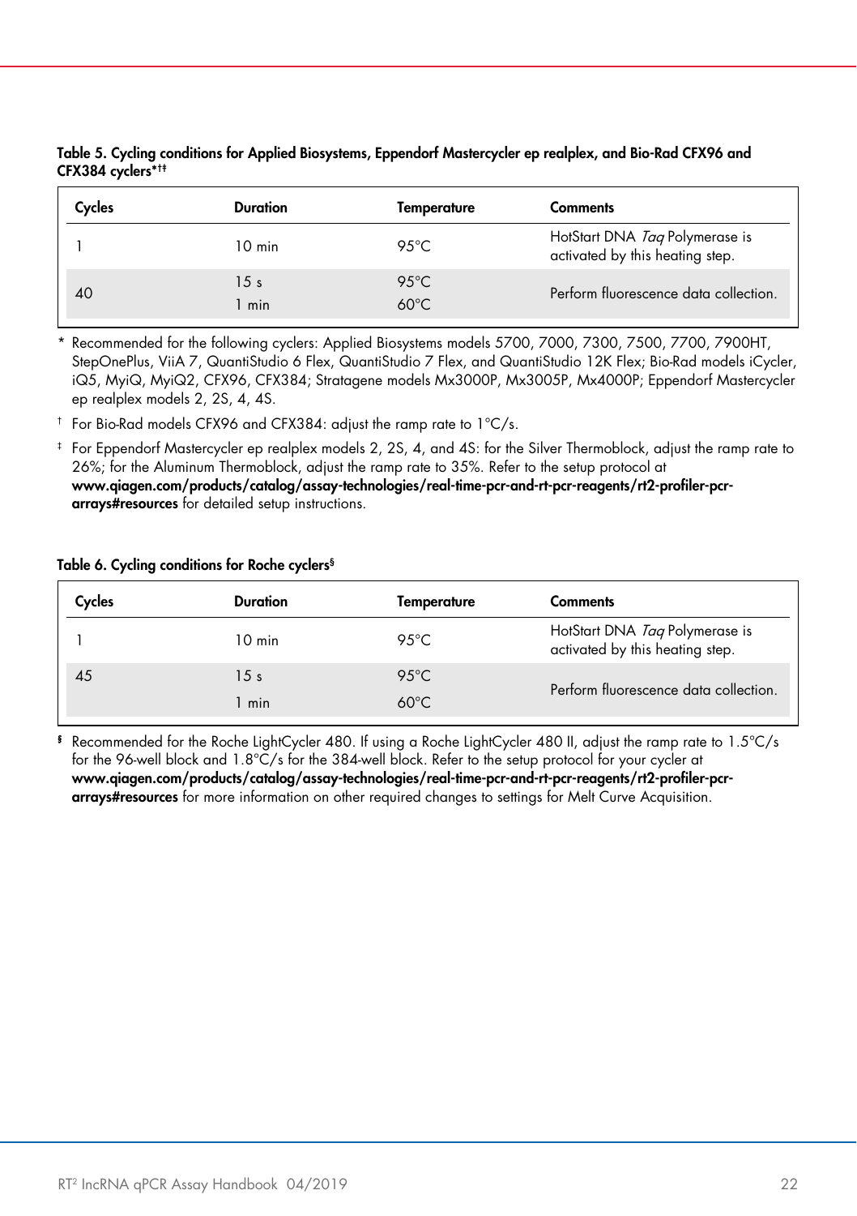**Table 5. Cycling conditions for Applied Biosystems, Eppendorf Mastercycler ep realplex, and Bio-Rad CFX96 and CFX384 cyclers*†‡**

| Cycles | Duration | Temperature | Comments |
|---|---|---|---|
| 1 | 10 min | 95°C | HotStart DNA *Taq* Polymerase is activated by this heating step. |
| 40 | 15 s<br>1 min | 95°C<br>60°C | Perform fluorescence data collection. |

\* Recommended for the following cyclers: Applied Biosystems models 5700, 7000, 7300, 7500, 7700, 7900HT, StepOnePlus, ViiA 7, QuantiStudio 6 Flex, QuantiStudio 7 Flex, and QuantiStudio 12K Flex; Bio-Rad models iCycler, iQ5, MyiQ, MyiQ2, CFX96, CFX384; Stratagene models Mx3000P, Mx3005P, Mx4000P; Eppendorf Mastercycler ep realplex models 2, 2S, 4, 4S.

† For Bio-Rad models CFX96 and CFX384: adjust the ramp rate to 1°C/s.

‡ For Eppendorf Mastercycler ep realplex models 2, 2S, 4, and 4S: for the Silver Thermoblock, adjust the ramp rate to 26%; for the Aluminum Thermoblock, adjust the ramp rate to 35%. Refer to the setup protocol at **www.qiagen.com/products/catalog/assay-technologies/real-time-pcr-and-rt-pcr-reagents/rt2-profiler-pcr-arrays#resources** for detailed setup instructions.

**Table 6. Cycling conditions for Roche cyclers§**

| Cycles | Duration | Temperature | Comments |
|---|---|---|---|
| 1 | 10 min | 95°C | HotStart DNA *Taq* Polymerase is activated by this heating step. |
| 45 | 15 s<br>1 min | 95°C<br>60°C | Perform fluorescence data collection. |

§ Recommended for the Roche LightCycler 480. If using a Roche LightCycler 480 II, adjust the ramp rate to 1.5°C/s for the 96-well block and 1.8°C/s for the 384-well block. Refer to the setup protocol for your cycler at **www.qiagen.com/products/catalog/assay-technologies/real-time-pcr-and-rt-pcr-reagents/rt2-profiler-pcr-arrays#resources** for more information on other required changes to settings for Melt Curve Acquisition.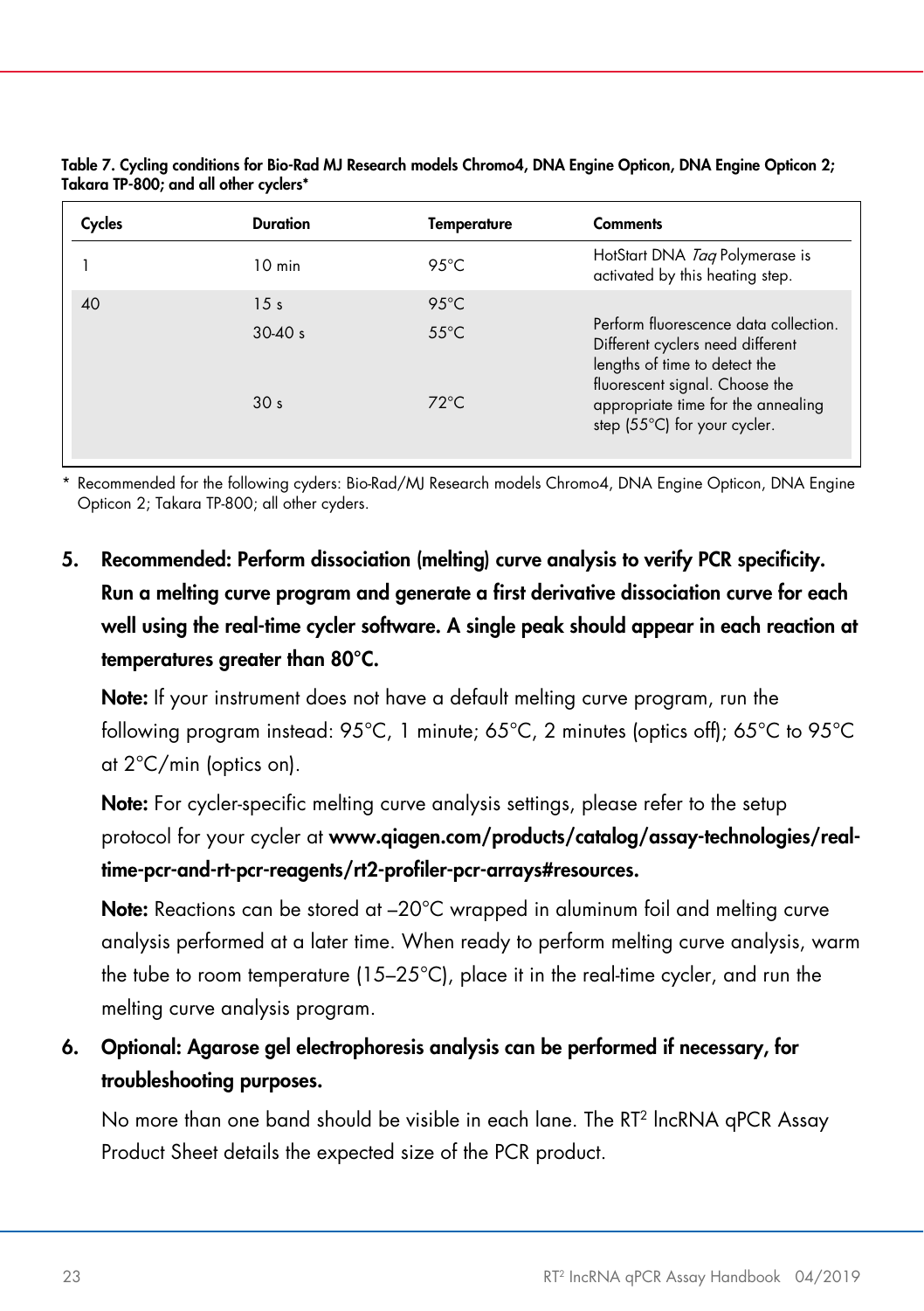**Table 7. Cycling conditions for Bio-Rad MJ Research models Chromo4, DNA Engine Opticon, DNA Engine Opticon 2; Takara TP-800; and all other cyclers***

| Cycles | Duration | Temperature | Comments |
|---|---|---|---|
| 1 | 10 min | 95°C | HotStart DNA *Taq* Polymerase is activated by this heating step. |
| 40 | 15 s | 95°C | |
| | 30-40 s | 55°C | Perform fluorescence data collection. Different cyclers need different lengths of time to detect the fluorescent signal. Choose the appropriate time for the annealing step (55°C) for your cycler. |
| | 30 s | 72°C | |

\* Recommended for the following cyders: Bio-Rad/MJ Research models Chromo4, DNA Engine Opticon, DNA Engine Opticon 2; Takara TP-800; all other cyders.

5. **Recommended: Perform dissociation (melting) curve analysis to verify PCR specificity. Run a melting curve program and generate a first derivative dissociation curve for each well using the real-time cycler software. A single peak should appear in each reaction at temperatures greater than 80°C.**

   **Note:** If your instrument does not have a default melting curve program, run the following program instead: 95°C, 1 minute; 65°C, 2 minutes (optics off); 65°C to 95°C at 2°C/min (optics on).

   **Note:** For cycler-specific melting curve analysis settings, please refer to the setup protocol for your cycler at **www.qiagen.com/products/catalog/assay-technologies/real-time-pcr-and-rt-pcr-reagents/rt2-profiler-pcr-arrays#resources.**

   **Note:** Reactions can be stored at –20°C wrapped in aluminum foil and melting curve analysis performed at a later time. When ready to perform melting curve analysis, warm the tube to room temperature (15–25°C), place it in the real-time cycler, and run the melting curve analysis program.

6. **Optional: Agarose gel electrophoresis analysis can be performed if necessary, for troubleshooting purposes.**

   No more than one band should be visible in each lane. The RT² lncRNA qPCR Assay Product Sheet details the expected size of the PCR product.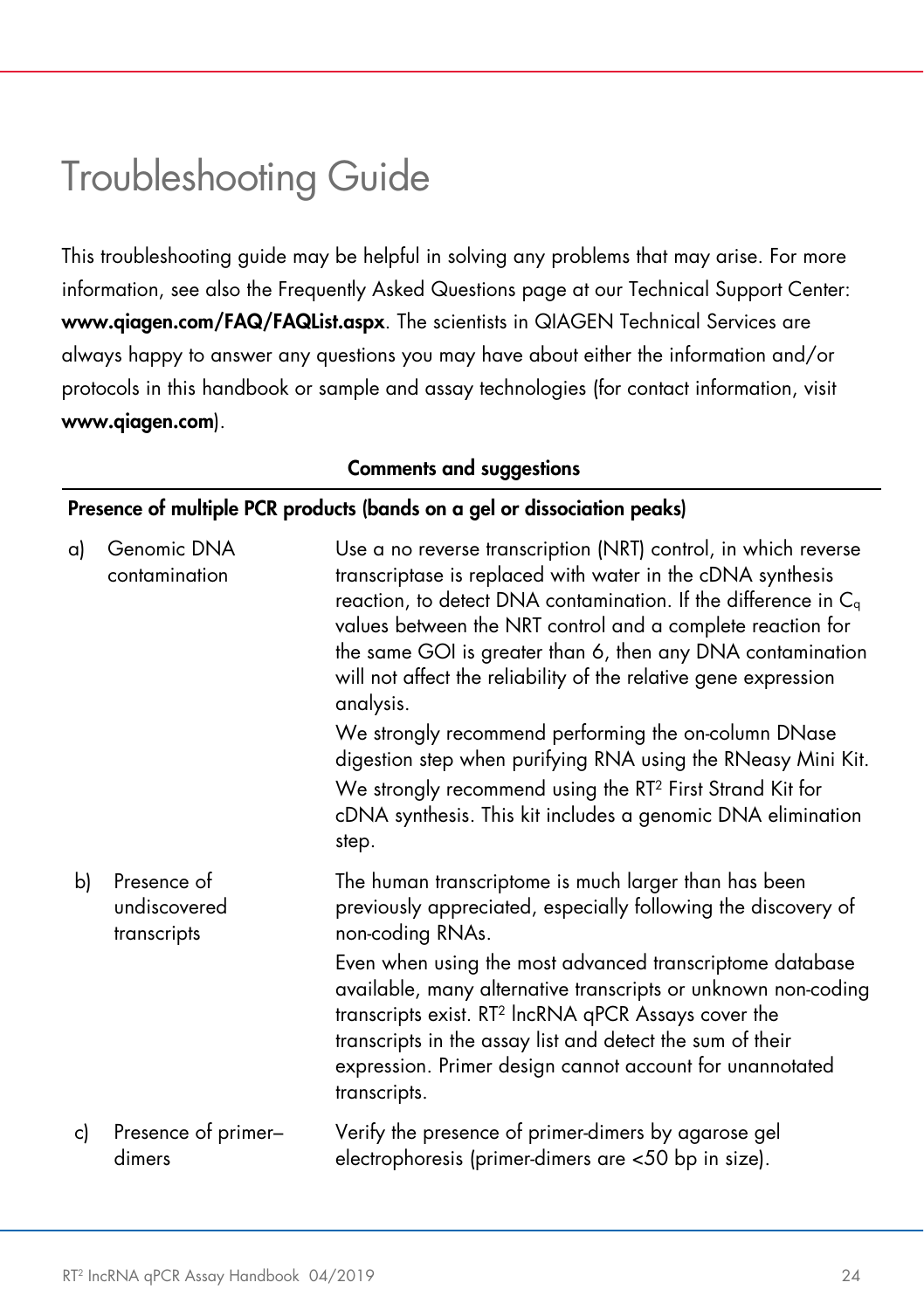# Troubleshooting Guide

This troubleshooting guide may be helpful in solving any problems that may arise. For more information, see also the Frequently Asked Questions page at our Technical Support Center: **www.qiagen.com/FAQ/FAQList.aspx**. The scientists in QIAGEN Technical Services are always happy to answer any questions you may have about either the information and/or protocols in this handbook or sample and assay technologies (for contact information, visit **www.qiagen.com**).

| | Comments and suggestions |
|---|---|
| **Presence of multiple PCR products (bands on a gel or dissociation peaks)** | |
| a) Genomic DNA contamination | Use a no reverse transcription (NRT) control, in which reverse transcriptase is replaced with water in the cDNA synthesis reaction, to detect DNA contamination. If the difference in $C_q$ values between the NRT control and a complete reaction for the same GOI is greater than 6, then any DNA contamination will not affect the reliability of the relative gene expression analysis.<br>We strongly recommend performing the on-column DNase digestion step when purifying RNA using the RNeasy Mini Kit.<br>We strongly recommend using the RT² First Strand Kit for cDNA synthesis. This kit includes a genomic DNA elimination step. |
| b) Presence of undiscovered transcripts | The human transcriptome is much larger than has been previously appreciated, especially following the discovery of non-coding RNAs.<br>Even when using the most advanced transcriptome database available, many alternative transcripts or unknown non-coding transcripts exist. RT² lncRNA qPCR Assays cover the transcripts in the assay list and detect the sum of their expression. Primer design cannot account for unannotated transcripts. |
| c) Presence of primer–dimers | Verify the presence of primer-dimers by agarose gel electrophoresis (primer-dimers are <50 bp in size). |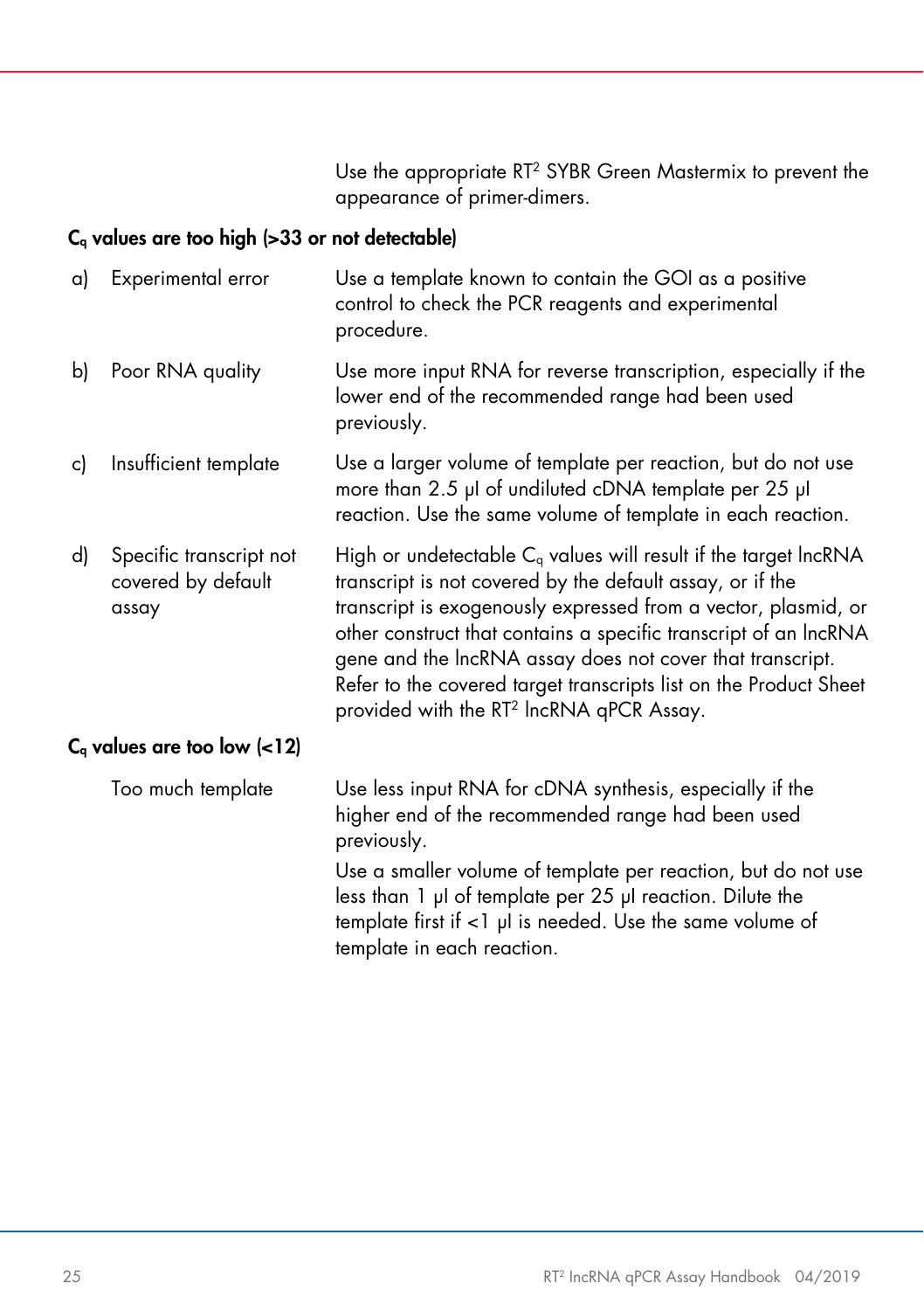|  |  | Use the appropriate RT[2] SYBR Green Mastermix to prevent the appearance of primer-dimers. |
|---|---|---|

**$C_q$ values are too high (>33 or not detectable)**

|  |  |  |
|---|---|---|
| a) | Experimental error | Use a template known to contain the GOI as a positive control to check the PCR reagents and experimental procedure. |
| b) | Poor RNA quality | Use more input RNA for reverse transcription, especially if the lower end of the recommended range had been used previously. |
| c) | Insufficient template | Use a larger volume of template per reaction, but do not use more than 2.5 µl of undiluted cDNA template per 25 µl reaction. Use the same volume of template in each reaction. |
| d) | Specific transcript not covered by default assay | High or undetectable $C_q$ values will result if the target lncRNA transcript is not covered by the default assay, or if the transcript is exogenously expressed from a vector, plasmid, or other construct that contains a specific transcript of an lncRNA gene and the lncRNA assay does not cover that transcript. Refer to the covered target transcripts list on the Product Sheet provided with the RT[2] lncRNA qPCR Assay. |

**$C_q$ values are too low (<12)**

|  |  |  |
|---|---|---|
|  | Too much template | Use less input RNA for cDNA synthesis, especially if the higher end of the recommended range had been used previously.<br>Use a smaller volume of template per reaction, but do not use less than 1 µl of template per 25 µl reaction. Dilute the template first if <1 µl is needed. Use the same volume of template in each reaction. |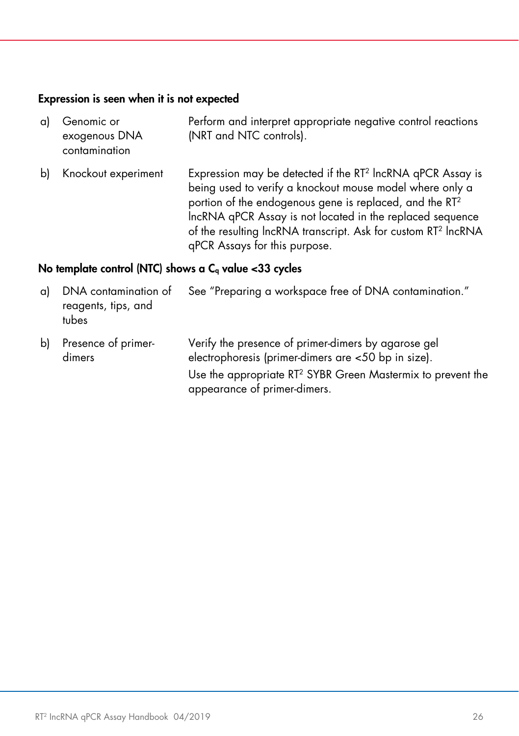**Expression is seen when it is not expected**

| | | |
|---|---|---|
| a) | Genomic or exogenous DNA contamination | Perform and interpret appropriate negative control reactions (NRT and NTC controls). |
| b) | Knockout experiment | Expression may be detected if the RT² lncRNA qPCR Assay is being used to verify a knockout mouse model where only a portion of the endogenous gene is replaced, and the RT² lncRNA qPCR Assay is not located in the replaced sequence of the resulting lncRNA transcript. Ask for custom RT² lncRNA qPCR Assays for this purpose. |

**No template control (NTC) shows a $C_q$ value <33 cycles**

| | | |
|---|---|---|
| a) | DNA contamination of reagents, tips, and tubes | See "Preparing a workspace free of DNA contamination." |
| b) | Presence of primer-dimers | Verify the presence of primer-dimers by agarose gel electrophoresis (primer-dimers are <50 bp in size).<br>Use the appropriate RT² SYBR Green Mastermix to prevent the appearance of primer-dimers. |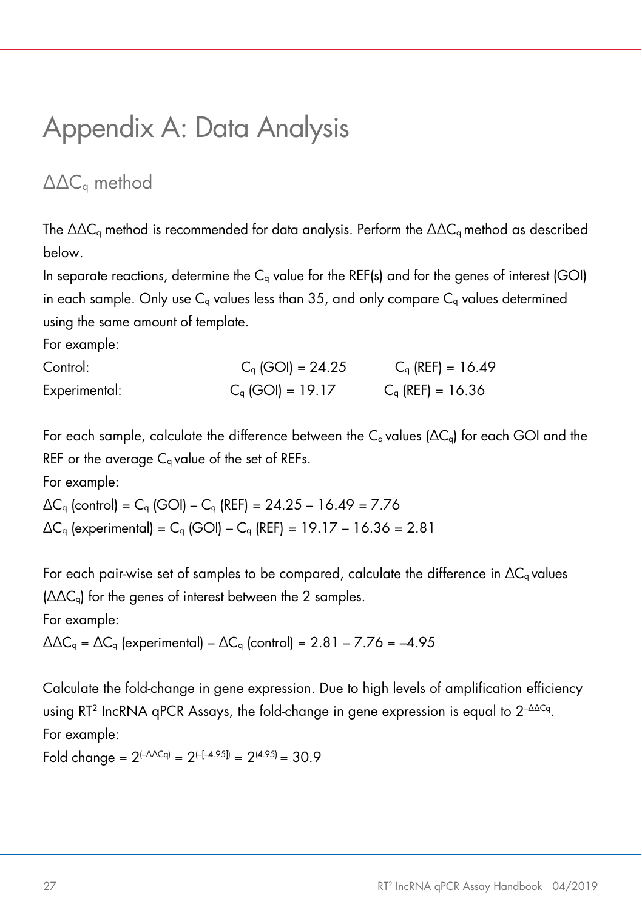# Appendix A: Data Analysis

## $\Delta\Delta C_q$ method

The $\Delta\Delta C_q$ method is recommended for data analysis. Perform the $\Delta\Delta C_q$ method as described below.

In separate reactions, determine the $C_q$ value for the REF(s) and for the genes of interest (GOI) in each sample. Only use $C_q$ values less than 35, and only compare $C_q$ values determined using the same amount of template.

For example:

| | | |
|---|---|---|
| Control: | $C_q$ (GOI) = 24.25 | $C_q$ (REF) = 16.49 |
| Experimental: | $C_q$ (GOI) = 19.17 | $C_q$ (REF) = 16.36 |

For each sample, calculate the difference between the $C_q$ values ($\Delta C_q$) for each GOI and the REF or the average $C_q$ value of the set of REFs.

For example:

$\Delta C_q$ (control) = $C_q$ (GOI) – $C_q$ (REF) = 24.25 – 16.49 = 7.76

$\Delta C_q$ (experimental) = $C_q$ (GOI) – $C_q$ (REF) = 19.17 – 16.36 = 2.81

For each pair-wise set of samples to be compared, calculate the difference in $\Delta C_q$ values ($\Delta\Delta C_q$) for the genes of interest between the 2 samples.

For example:

$\Delta\Delta C_q$ = $\Delta C_q$ (experimental) – $\Delta C_q$ (control) = 2.81 – 7.76 = –4.95

Calculate the fold-change in gene expression. Due to high levels of amplification efficiency using RT[2] lncRNA qPCR Assays, the fold-change in gene expression is equal to $2^{-\Delta\Delta Cq}$.

For example:

Fold change = $2^{(-\Delta\Delta Cq)} = 2^{(-(-4.95))} = 2^{(4.95)} = 30.9$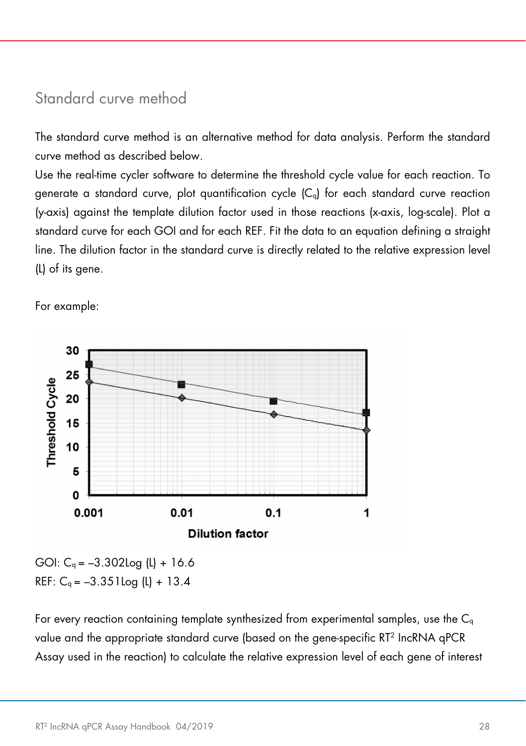## Standard curve method

The standard curve method is an alternative method for data analysis. Perform the standard curve method as described below.

Use the real-time cycler software to determine the threshold cycle value for each reaction. To generate a standard curve, plot quantification cycle ($C_q$) for each standard curve reaction (y-axis) against the template dilution factor used in those reactions (x-axis, log-scale). Plot a standard curve for each GOI and for each REF. Fit the data to an equation defining a straight line. The dilution factor in the standard curve is directly related to the relative expression level (L) of its gene.

For example:

GOI: $C_q = -3.302\text{Log}(L) + 16.6$

REF: $C_q = -3.351\text{Log}(L) + 13.4$

For every reaction containing template synthesized from experimental samples, use the $C_q$ value and the appropriate standard curve (based on the gene-specific RT[2] lncRNA qPCR Assay used in the reaction) to calculate the relative expression level of each gene of interest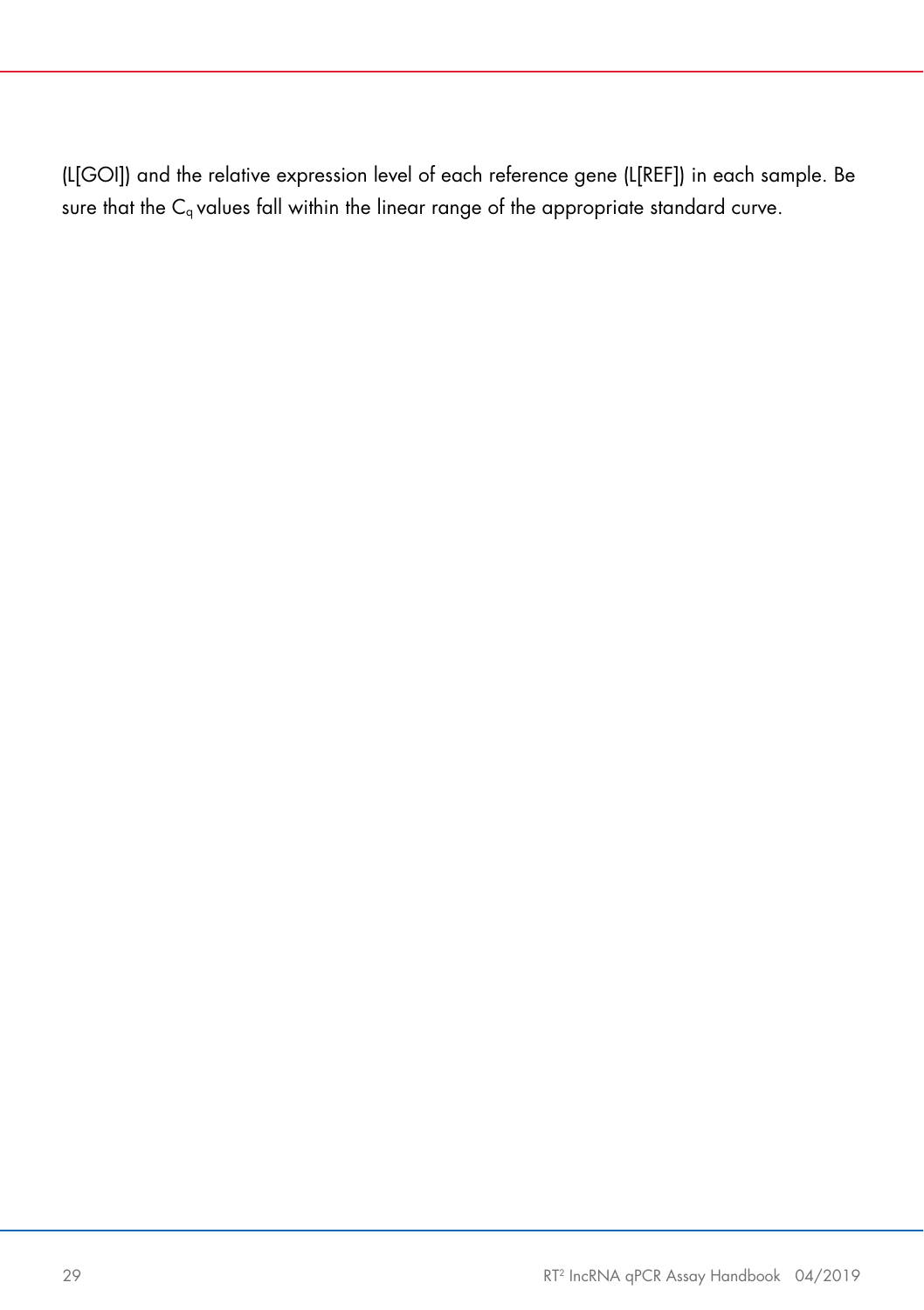(L[GOI]) and the relative expression level of each reference gene (L[REF]) in each sample. Be sure that the $C_q$ values fall within the linear range of the appropriate standard curve.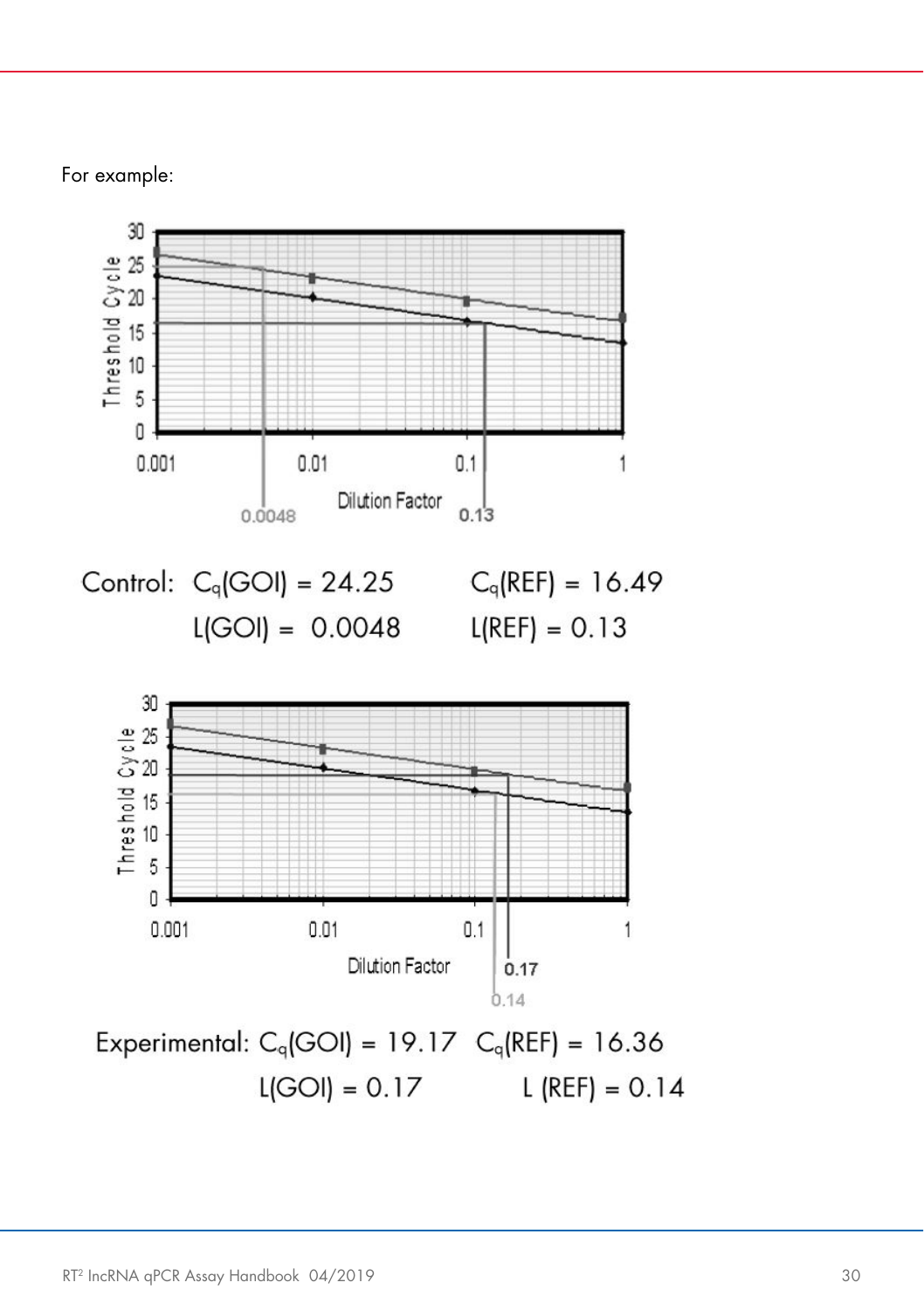For example:

Control: $C_q(GOI) = 24.25$ $C_q(REF) = 16.49$

$L(GOI) = 0.0048$ $L(REF) = 0.13$

Experimental: $C_q(GOI) = 19.17$ $C_q(REF) = 16.36$

$L(GOI) = 0.17$ $L(REF) = 0.14$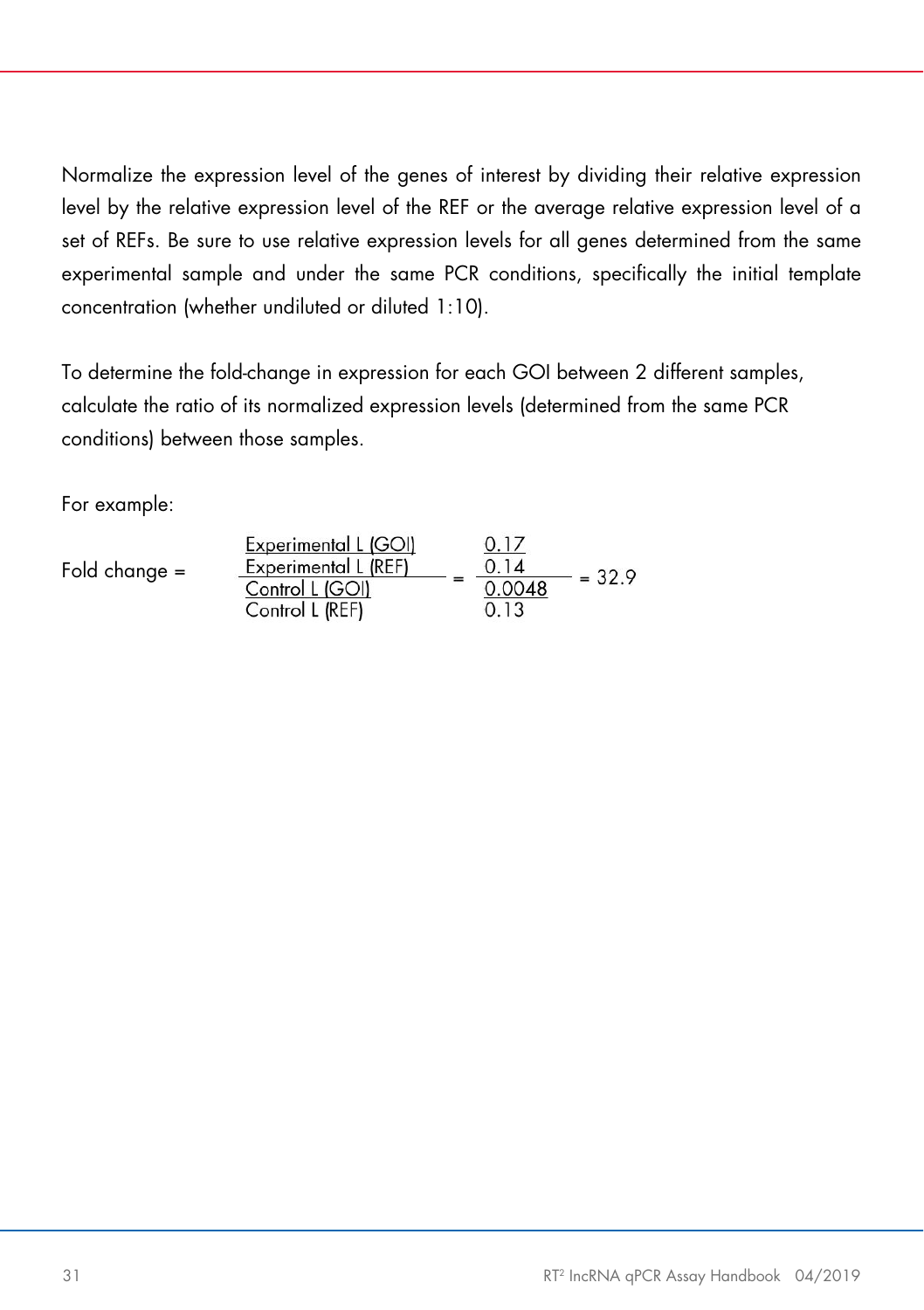Normalize the expression level of the genes of interest by dividing their relative expression level by the relative expression level of the REF or the average relative expression level of a set of REFs. Be sure to use relative expression levels for all genes determined from the same experimental sample and under the same PCR conditions, specifically the initial template concentration (whether undiluted or diluted 1:10).

To determine the fold-change in expression for each GOI between 2 different samples, calculate the ratio of its normalized expression levels (determined from the same PCR conditions) between those samples.

For example:

$$\text{Fold change} = \frac{\dfrac{\text{Experimental L (GOI)}}{\text{Experimental L (REF)}}}{\dfrac{\text{Control L (GOI)}}{\text{Control L (REF)}}} = \frac{\dfrac{0.17}{0.14}}{\dfrac{0.0048}{0.13}} = 32.9$$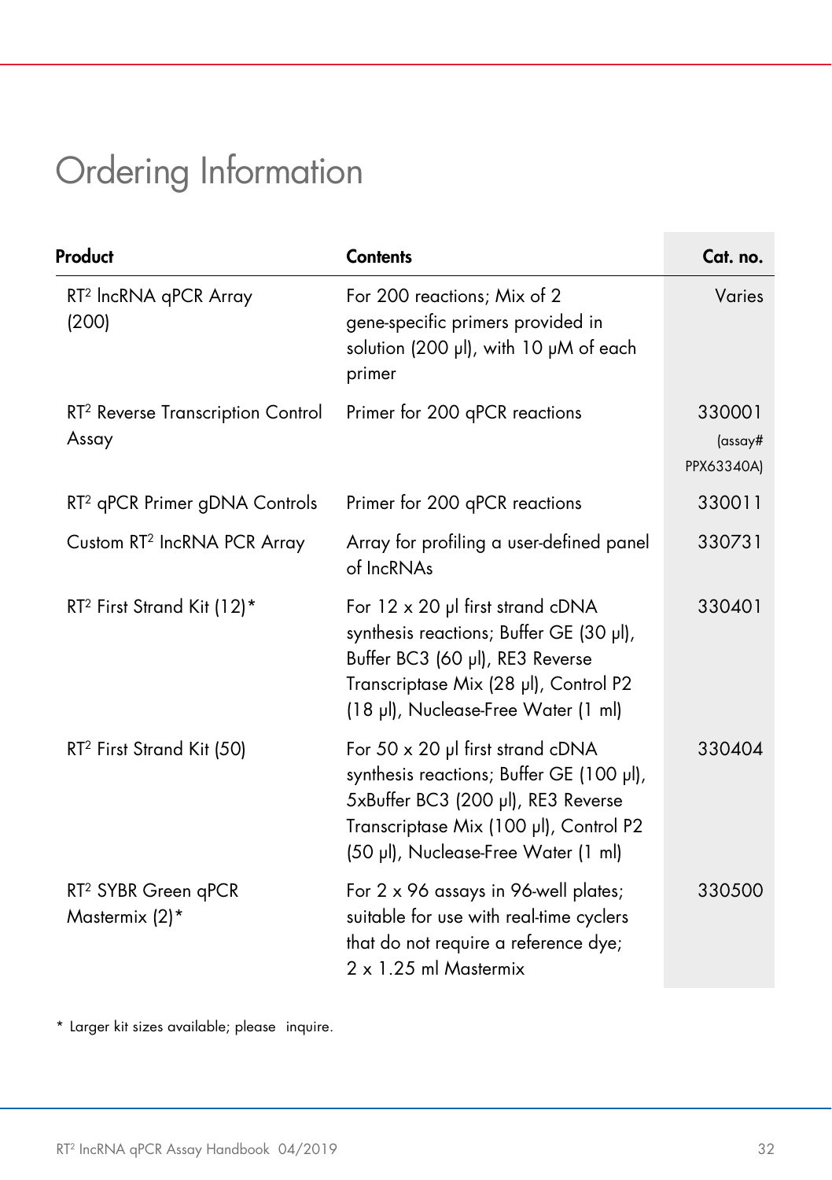# Ordering Information

| Product | Contents | Cat. no. |
|---|---|---|
| $RT^2$ lncRNA qPCR Array (200) | For 200 reactions; Mix of 2 gene-specific primers provided in solution (200 µl), with 10 µM of each primer | Varies |
| $RT^2$ Reverse Transcription Control Assay | Primer for 200 qPCR reactions | 330001 (assay# PPX63340A) |
| $RT^2$ qPCR Primer gDNA Controls | Primer for 200 qPCR reactions | 330011 |
| Custom $RT^2$ lncRNA PCR Array | Array for profiling a user-defined panel of lncRNAs | 330731 |
| $RT^2$ First Strand Kit (12)* | For 12 x 20 µl first strand cDNA synthesis reactions; Buffer GE (30 µl), Buffer BC3 (60 µl), RE3 Reverse Transcriptase Mix (28 µl), Control P2 (18 µl), Nuclease-Free Water (1 ml) | 330401 |
| $RT^2$ First Strand Kit (50) | For 50 x 20 µl first strand cDNA synthesis reactions; Buffer GE (100 µl), 5xBuffer BC3 (200 µl), RE3 Reverse Transcriptase Mix (100 µl), Control P2 (50 µl), Nuclease-Free Water (1 ml) | 330404 |
| $RT^2$ SYBR Green qPCR Mastermix (2)* | For 2 x 96 assays in 96-well plates; suitable for use with real-time cyclers that do not require a reference dye; 2 x 1.25 ml Mastermix | 330500 |

* Larger kit sizes available; please inquire.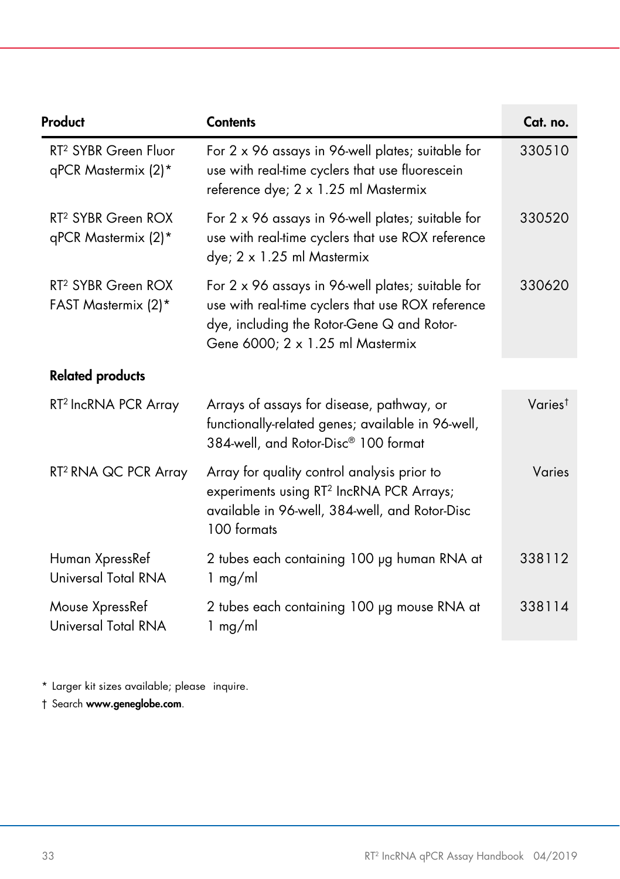| Product | Contents | Cat. no. |
|---|---|---|
| RT² SYBR Green Fluor qPCR Mastermix (2)* | For 2 x 96 assays in 96-well plates; suitable for use with real-time cyclers that use fluorescein reference dye; 2 x 1.25 ml Mastermix | 330510 |
| RT² SYBR Green ROX qPCR Mastermix (2)* | For 2 x 96 assays in 96-well plates; suitable for use with real-time cyclers that use ROX reference dye; 2 x 1.25 ml Mastermix | 330520 |
| RT² SYBR Green ROX FAST Mastermix (2)* | For 2 x 96 assays in 96-well plates; suitable for use with real-time cyclers that use ROX reference dye, including the Rotor-Gene Q and Rotor-Gene 6000; 2 x 1.25 ml Mastermix | 330620 |
| **Related products** | | |
| RT² lncRNA PCR Array | Arrays of assays for disease, pathway, or functionally-related genes; available in 96-well, 384-well, and Rotor-Disc® 100 format | Varies† |
| RT² RNA QC PCR Array | Array for quality control analysis prior to experiments using RT² lncRNA PCR Arrays; available in 96-well, 384-well, and Rotor-Disc 100 formats | Varies |
| Human XpressRef Universal Total RNA | 2 tubes each containing 100 µg human RNA at 1 mg/ml | 338112 |
| Mouse XpressRef Universal Total RNA | 2 tubes each containing 100 µg mouse RNA at 1 mg/ml | 338114 |

* Larger kit sizes available; please inquire.

† Search **www.geneglobe.com**.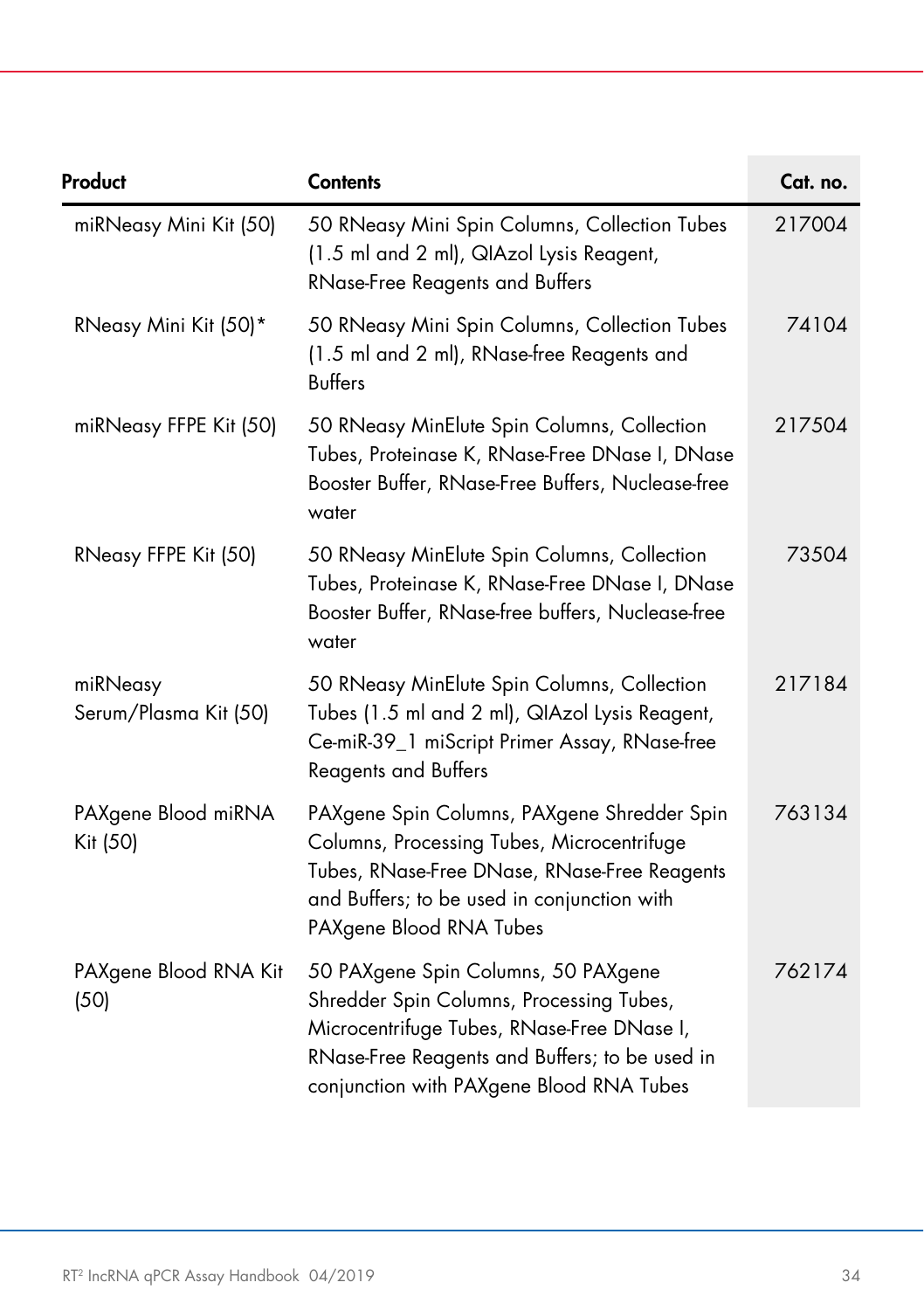| Product | Contents | Cat. no. |
|---|---|---|
| miRNeasy Mini Kit (50) | 50 RNeasy Mini Spin Columns, Collection Tubes (1.5 ml and 2 ml), QIAzol Lysis Reagent, RNase-Free Reagents and Buffers | 217004 |
| RNeasy Mini Kit (50)* | 50 RNeasy Mini Spin Columns, Collection Tubes (1.5 ml and 2 ml), RNase-free Reagents and Buffers | 74104 |
| miRNeasy FFPE Kit (50) | 50 RNeasy MinElute Spin Columns, Collection Tubes, Proteinase K, RNase-Free DNase I, DNase Booster Buffer, RNase-Free Buffers, Nuclease-free water | 217504 |
| RNeasy FFPE Kit (50) | 50 RNeasy MinElute Spin Columns, Collection Tubes, Proteinase K, RNase-Free DNase I, DNase Booster Buffer, RNase-free buffers, Nuclease-free water | 73504 |
| miRNeasy Serum/Plasma Kit (50) | 50 RNeasy MinElute Spin Columns, Collection Tubes (1.5 ml and 2 ml), QIAzol Lysis Reagent, Ce-miR-39_1 miScript Primer Assay, RNase-free Reagents and Buffers | 217184 |
| PAXgene Blood miRNA Kit (50) | PAXgene Spin Columns, PAXgene Shredder Spin Columns, Processing Tubes, Microcentrifuge Tubes, RNase-Free DNase, RNase-Free Reagents and Buffers; to be used in conjunction with PAXgene Blood RNA Tubes | 763134 |
| PAXgene Blood RNA Kit (50) | 50 PAXgene Spin Columns, 50 PAXgene Shredder Spin Columns, Processing Tubes, Microcentrifuge Tubes, RNase-Free DNase I, RNase-Free Reagents and Buffers; to be used in conjunction with PAXgene Blood RNA Tubes | 762174 |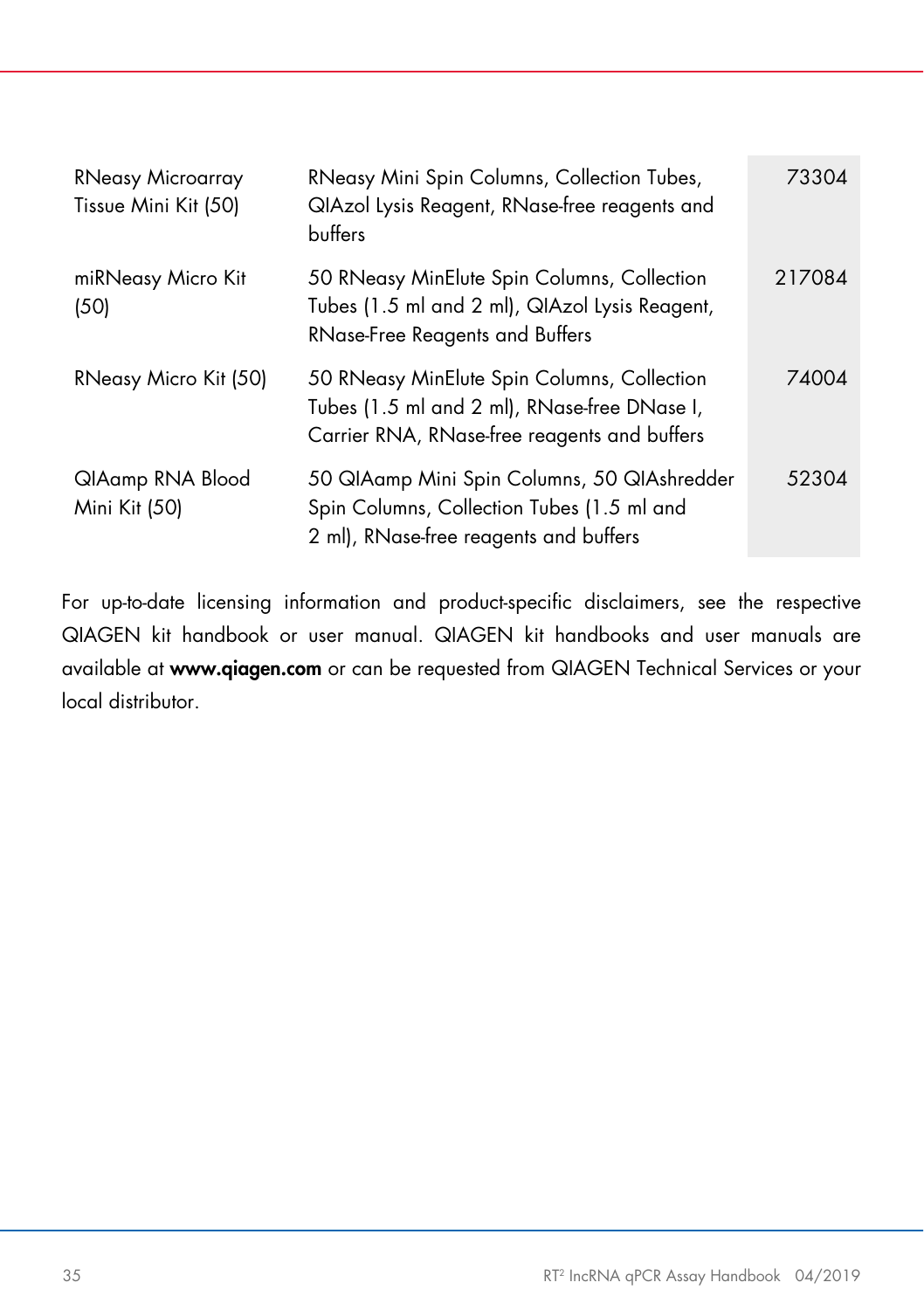| | | |
|---|---|---|
| RNeasy Microarray Tissue Mini Kit (50) | RNeasy Mini Spin Columns, Collection Tubes, QIAzol Lysis Reagent, RNase-free reagents and buffers | 73304 |
| miRNeasy Micro Kit (50) | 50 RNeasy MinElute Spin Columns, Collection Tubes (1.5 ml and 2 ml), QIAzol Lysis Reagent, RNase-Free Reagents and Buffers | 217084 |
| RNeasy Micro Kit (50) | 50 RNeasy MinElute Spin Columns, Collection Tubes (1.5 ml and 2 ml), RNase-free DNase I, Carrier RNA, RNase-free reagents and buffers | 74004 |
| QIAamp RNA Blood Mini Kit (50) | 50 QIAamp Mini Spin Columns, 50 QIAshredder Spin Columns, Collection Tubes (1.5 ml and 2 ml), RNase-free reagents and buffers | 52304 |

For up-to-date licensing information and product-specific disclaimers, see the respective QIAGEN kit handbook or user manual. QIAGEN kit handbooks and user manuals are available at **www.qiagen.com** or can be requested from QIAGEN Technical Services or your local distributor.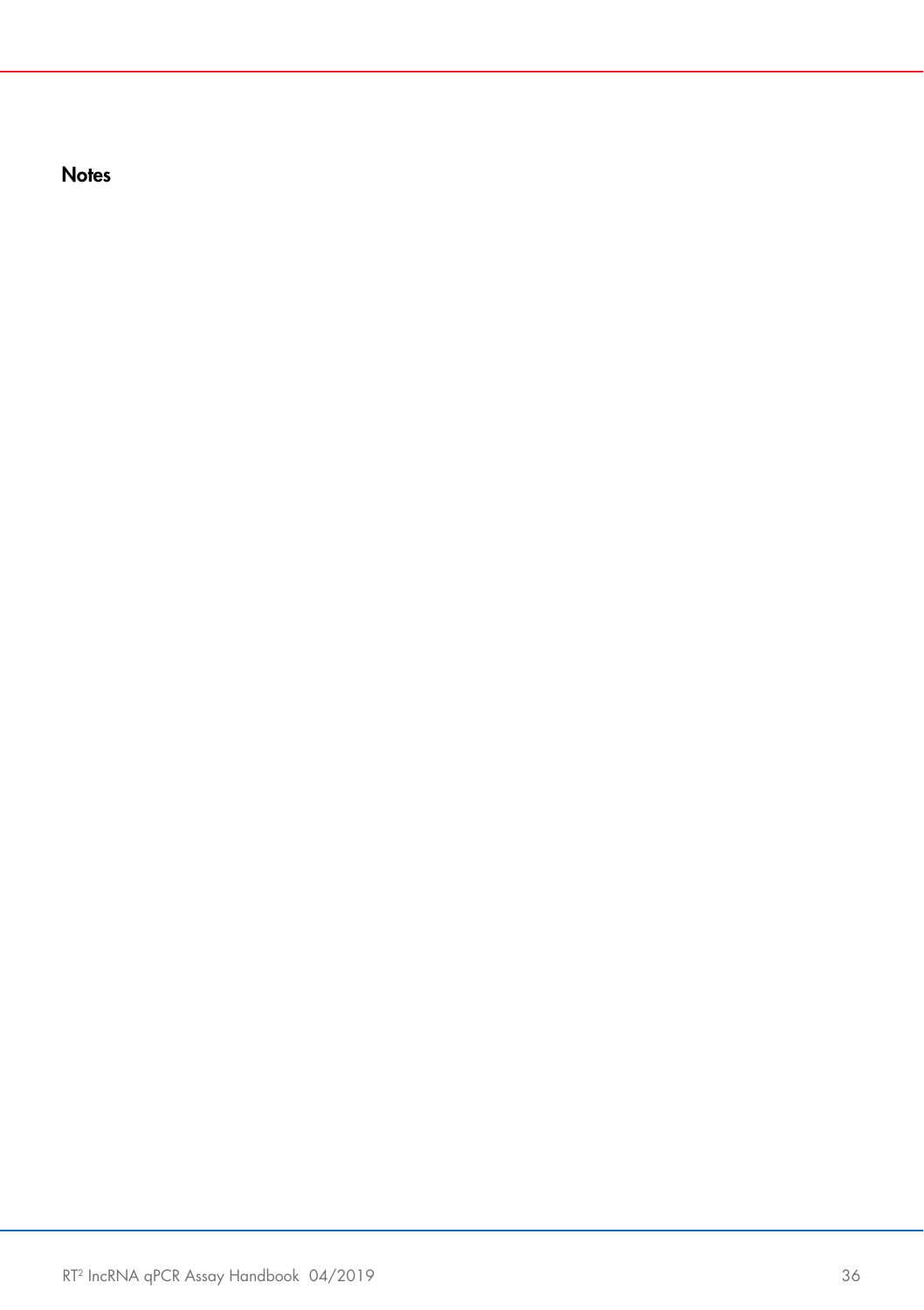# Notes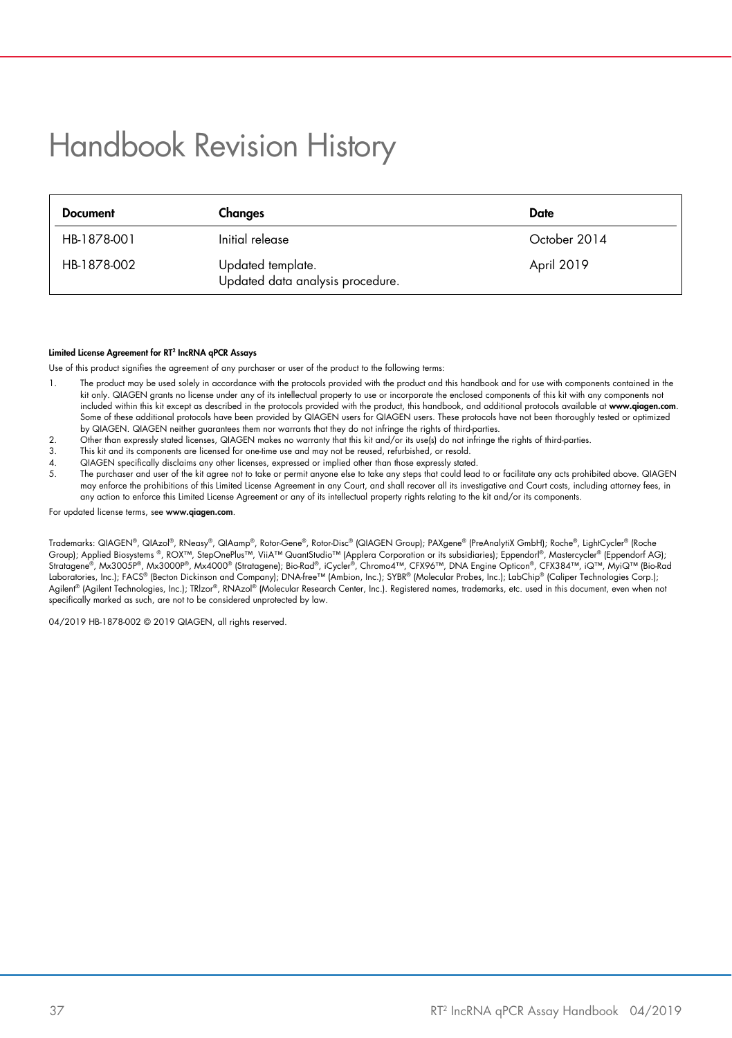# Handbook Revision History

| Document | Changes | Date |
| --- | --- | --- |
| HB-1878-001 | Initial release | October 2014 |
| HB-1878-002 | Updated template.<br>Updated data analysis procedure. | April 2019 |

**Limited License Agreement for RT[2] lncRNA qPCR Assays**

Use of this product signifies the agreement of any purchaser or user of the product to the following terms:

1. The product may be used solely in accordance with the protocols provided with the product and this handbook and for use with components contained in the kit only. QIAGEN grants no license under any of its intellectual property to use or incorporate the enclosed components of this kit with any components not included within this kit except as described in the protocols provided with the product, this handbook, and additional protocols available at **www.qiagen.com**. Some of these additional protocols have been provided by QIAGEN users for QIAGEN users. These protocols have not been thoroughly tested or optimized by QIAGEN. QIAGEN neither guarantees them nor warrants that they do not infringe the rights of third-parties.
2. Other than expressly stated licenses, QIAGEN makes no warranty that this kit and/or its use(s) do not infringe the rights of third-parties.
3. This kit and its components are licensed for one-time use and may not be reused, refurbished, or resold.
4. QIAGEN specifically disclaims any other licenses, expressed or implied other than those expressly stated.
5. The purchaser and user of the kit agree not to take or permit anyone else to take any steps that could lead to or facilitate any acts prohibited above. QIAGEN may enforce the prohibitions of this Limited License Agreement in any Court, and shall recover all its investigative and Court costs, including attorney fees, in any action to enforce this Limited License Agreement or any of its intellectual property rights relating to the kit and/or its components.

For updated license terms, see **www.qiagen.com**.

Trademarks: QIAGEN®, QIAzol®, RNeasy®, QIAamp®, Rotor-Gene®, Rotor-Disc® (QIAGEN Group); PAXgene® (PreAnalytiX GmbH); Roche®, LightCycler® (Roche Group); Applied Biosystems ®, ROX™, StepOnePlus™, ViiA™ QuantStudio™ (Applera Corporation or its subsidiaries); Eppendorf®, Mastercycler® (Eppendorf AG); Stratagene®, Mx3005P®, Mx3000P®, Mx4000® (Stratagene); Bio-Rad®, iCycler®, Chromo4™, CFX96™, DNA Engine Opticon®, CFX384™, iQ™, MyiQ™ (Bio-Rad Laboratories, Inc.); FACS® (Becton Dickinson and Company); DNA-free™ (Ambion, Inc.); SYBR® (Molecular Probes, Inc.); LabChip® (Caliper Technologies Corp.); Agilent® (Agilent Technologies, Inc.); TRIzor®, RNAzol® (Molecular Research Center, Inc.). Registered names, trademarks, etc. used in this document, even when not specifically marked as such, are not to be considered unprotected by law.

04/2019 HB-1878-002 © 2019 QIAGEN, all rights reserved.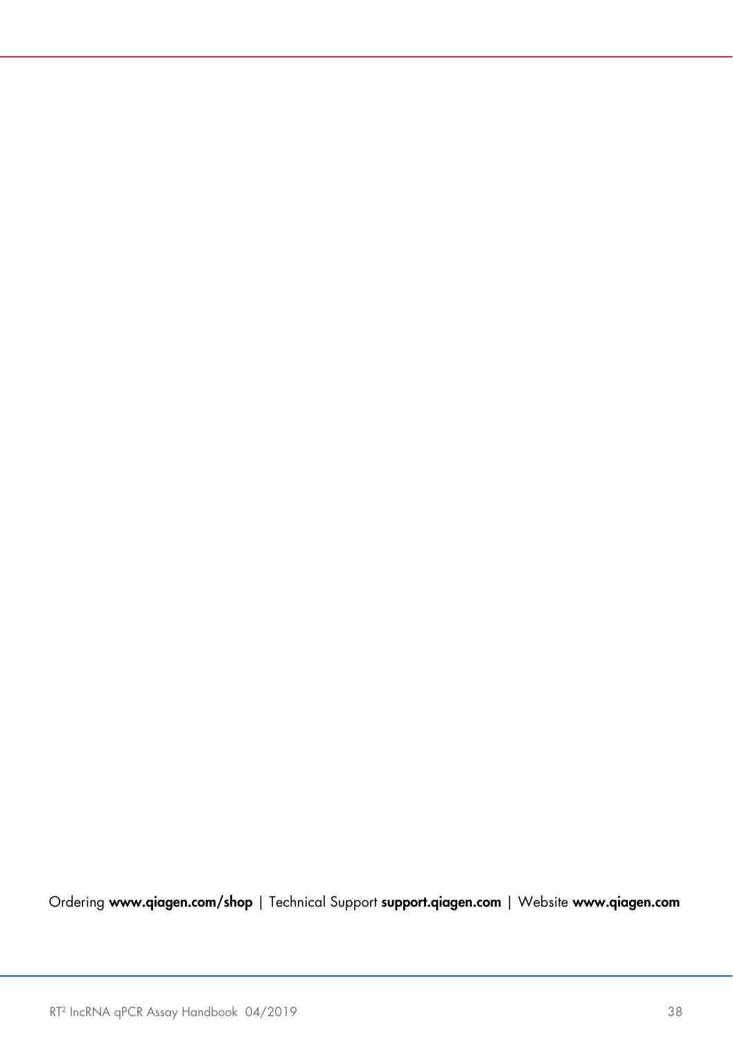Ordering **www.qiagen.com/shop** | Technical Support **support.qiagen.com** | Website **www.qiagen.com**